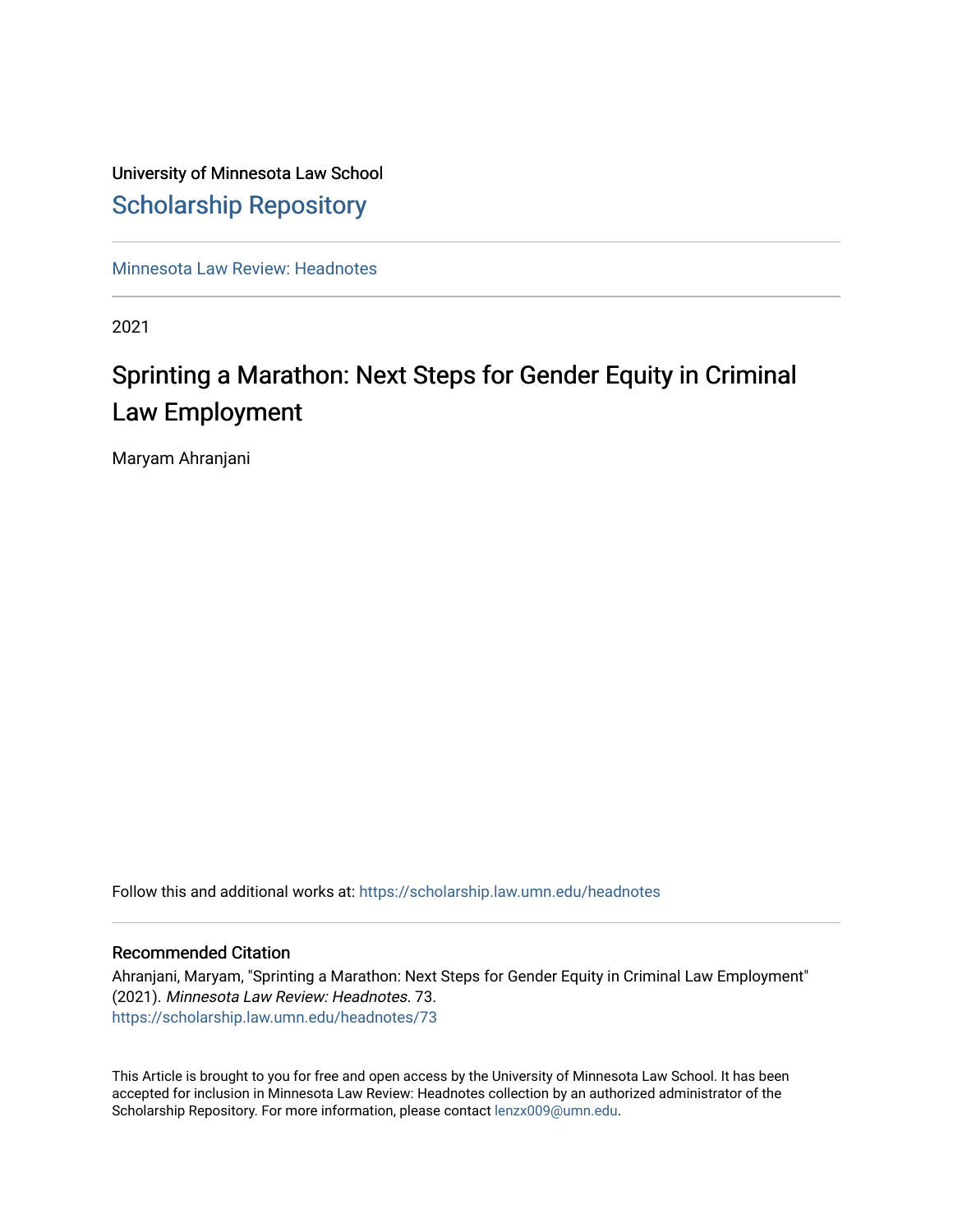University of Minnesota Law School

# Scholarship Repository

Minnesota Law Review: Headnotes

2021

## Sprinting a Marathon: Next Steps for Gender Equity in Criminal Law Employment

Maryam Ahranjani

Follow this and additional works at: https://scholarship.law.umn.edu/headnotes

### Recommended Citation

Ahranjani, Maryam, "Sprinting a Marathon: Next Steps for Gender Equity in Criminal Law Employment" (2021). *Minnesota Law Review: Headnotes*. 73.
https://scholarship.law.umn.edu/headnotes/73

This Article is brought to you for free and open access by the University of Minnesota Law School. It has been accepted for inclusion in Minnesota Law Review: Headnotes collection by an authorized administrator of the Scholarship Repository. For more information, please contact lenzx009@umn.edu.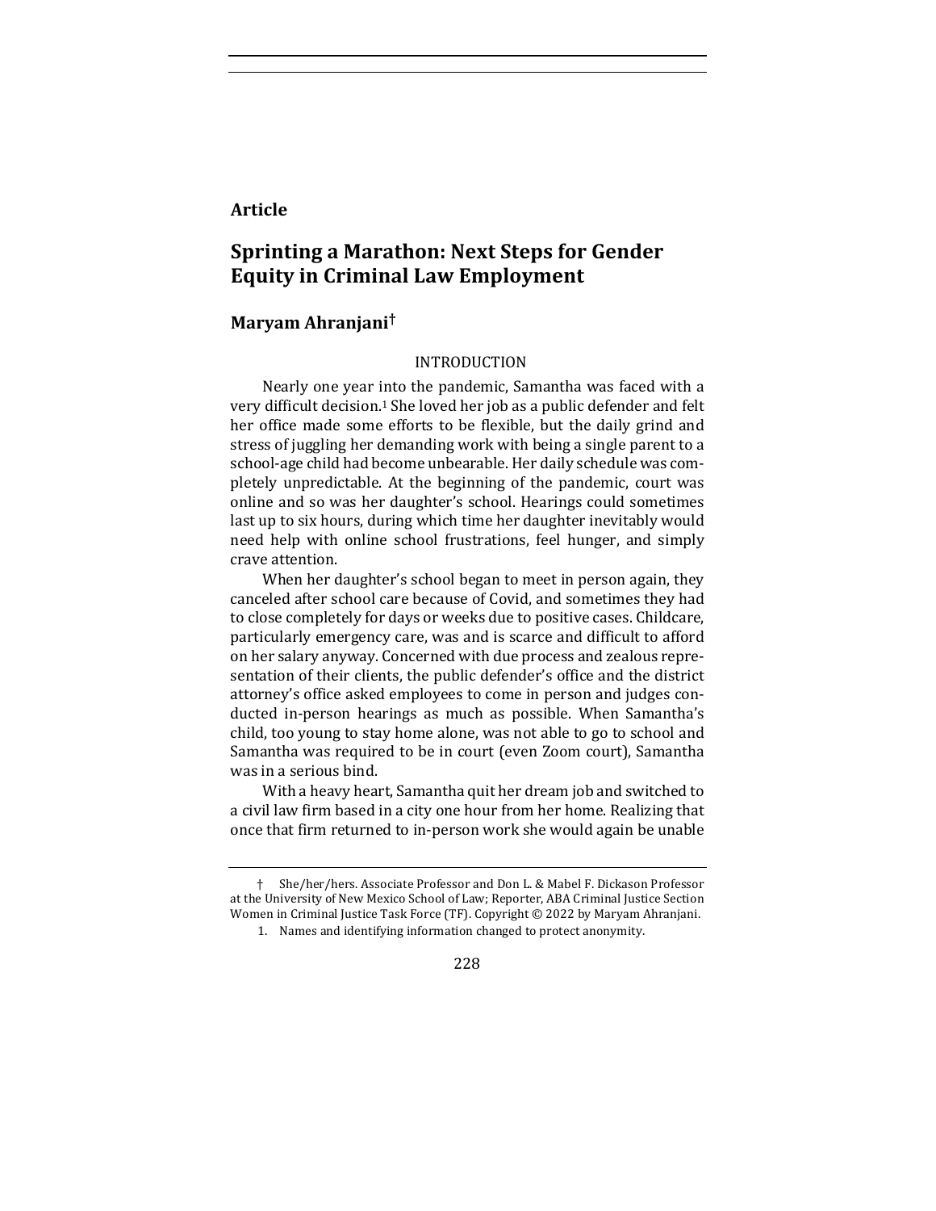**Article**

# Sprinting a Marathon: Next Steps for Gender Equity in Criminal Law Employment

## Maryam Ahranjani†

### INTRODUCTION

Nearly one year into the pandemic, Samantha was faced with a very difficult decision.[1] She loved her job as a public defender and felt her office made some efforts to be flexible, but the daily grind and stress of juggling her demanding work with being a single parent to a school-age child had become unbearable. Her daily schedule was completely unpredictable. At the beginning of the pandemic, court was online and so was her daughter's school. Hearings could sometimes last up to six hours, during which time her daughter inevitably would need help with online school frustrations, feel hunger, and simply crave attention.

When her daughter's school began to meet in person again, they canceled after school care because of Covid, and sometimes they had to close completely for days or weeks due to positive cases. Childcare, particularly emergency care, was and is scarce and difficult to afford on her salary anyway. Concerned with due process and zealous representation of their clients, the public defender's office and the district attorney's office asked employees to come in person and judges conducted in-person hearings as much as possible. When Samantha's child, too young to stay home alone, was not able to go to school and Samantha was required to be in court (even Zoom court), Samantha was in a serious bind.

With a heavy heart, Samantha quit her dream job and switched to a civil law firm based in a city one hour from her home. Realizing that once that firm returned to in-person work she would again be unable

† She/her/hers. Associate Professor and Don L. & Mabel F. Dickason Professor at the University of New Mexico School of Law; Reporter, ABA Criminal Justice Section Women in Criminal Justice Task Force (TF). Copyright © 2022 by Maryam Ahranjani.

1. Names and identifying information changed to protect anonymity.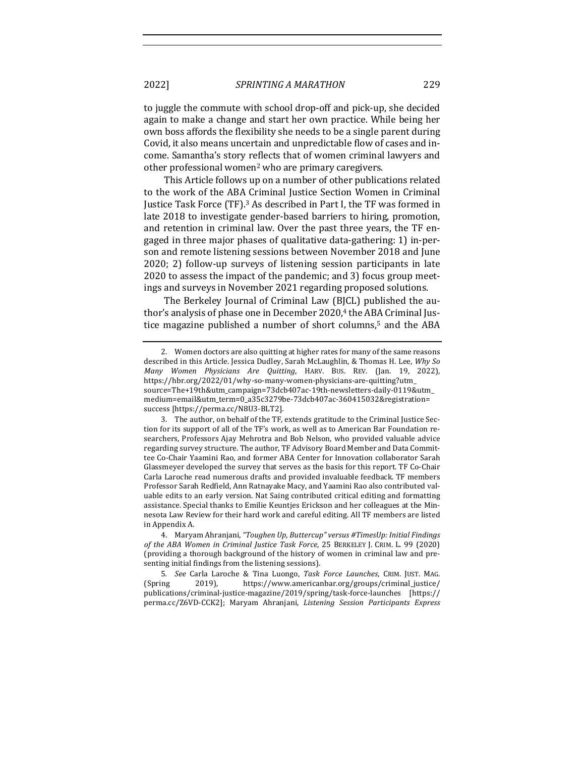to juggle the commute with school drop-off and pick-up, she decided again to make a change and start her own practice. While being her own boss affords the flexibility she needs to be a single parent during Covid, it also means uncertain and unpredictable flow of cases and income. Samantha's story reflects that of women criminal lawyers and other professional women[2] who are primary caregivers.

This Article follows up on a number of other publications related to the work of the ABA Criminal Justice Section Women in Criminal Justice Task Force (TF).[3] As described in Part I, the TF was formed in late 2018 to investigate gender-based barriers to hiring, promotion, and retention in criminal law. Over the past three years, the TF engaged in three major phases of qualitative data-gathering: 1) in-person and remote listening sessions between November 2018 and June 2020; 2) follow-up surveys of listening session participants in late 2020 to assess the impact of the pandemic; and 3) focus group meetings and surveys in November 2021 regarding proposed solutions.

The Berkeley Journal of Criminal Law (BJCL) published the author's analysis of phase one in December 2020,[4] the ABA Criminal Justice magazine published a number of short columns,[5] and the ABA

---

2. Women doctors are also quitting at higher rates for many of the same reasons described in this Article. Jessica Dudley, Sarah McLaughlin, & Thomas H. Lee, *Why So Many Women Physicians Are Quitting*, HARV. BUS. REV. (Jan. 19, 2022), https://hbr.org/2022/01/why-so-many-women-physicians-are-quitting?utm_source=The+19th&utm_campaign=73dcb407ac-19th-newsletters-daily-0119&utm_medium=email&utm_term=0_a35c3279be-73dcb407ac-360415032&registration=success [https://perma.cc/N8U3-BLT2].

3. The author, on behalf of the TF, extends gratitude to the Criminal Justice Section for its support of all of the TF's work, as well as to American Bar Foundation researchers, Professors Ajay Mehrotra and Bob Nelson, who provided valuable advice regarding survey structure. The author, TF Advisory Board Member and Data Committee Co-Chair Yaamini Rao, and former ABA Center for Innovation collaborator Sarah Glassmeyer developed the survey that serves as the basis for this report. TF Co-Chair Carla Laroche read numerous drafts and provided invaluable feedback. TF members Professor Sarah Redfield, Ann Ratnayake Macy, and Yaamini Rao also contributed valuable edits to an early version. Nat Saing contributed critical editing and formatting assistance. Special thanks to Emilie Keuntjes Erickson and her colleagues at the Minnesota Law Review for their hard work and careful editing. All TF members are listed in Appendix A.

4. Maryam Ahranjani, *"Toughen Up, Buttercup" versus #TimesUp: Initial Findings of the ABA Women in Criminal Justice Task Force*, 25 BERKELEY J. CRIM. L. 99 (2020) (providing a thorough background of the history of women in criminal law and presenting initial findings from the listening sessions).

5. *See* Carla Laroche & Tina Luongo, *Task Force Launches*, CRIM. JUST. MAG. (Spring 2019), https://www.americanbar.org/groups/criminal_justice/publications/criminal-justice-magazine/2019/spring/task-force-launches [https://perma.cc/Z6VD-CCK2]; Maryam Ahranjani, *Listening Session Participants Express*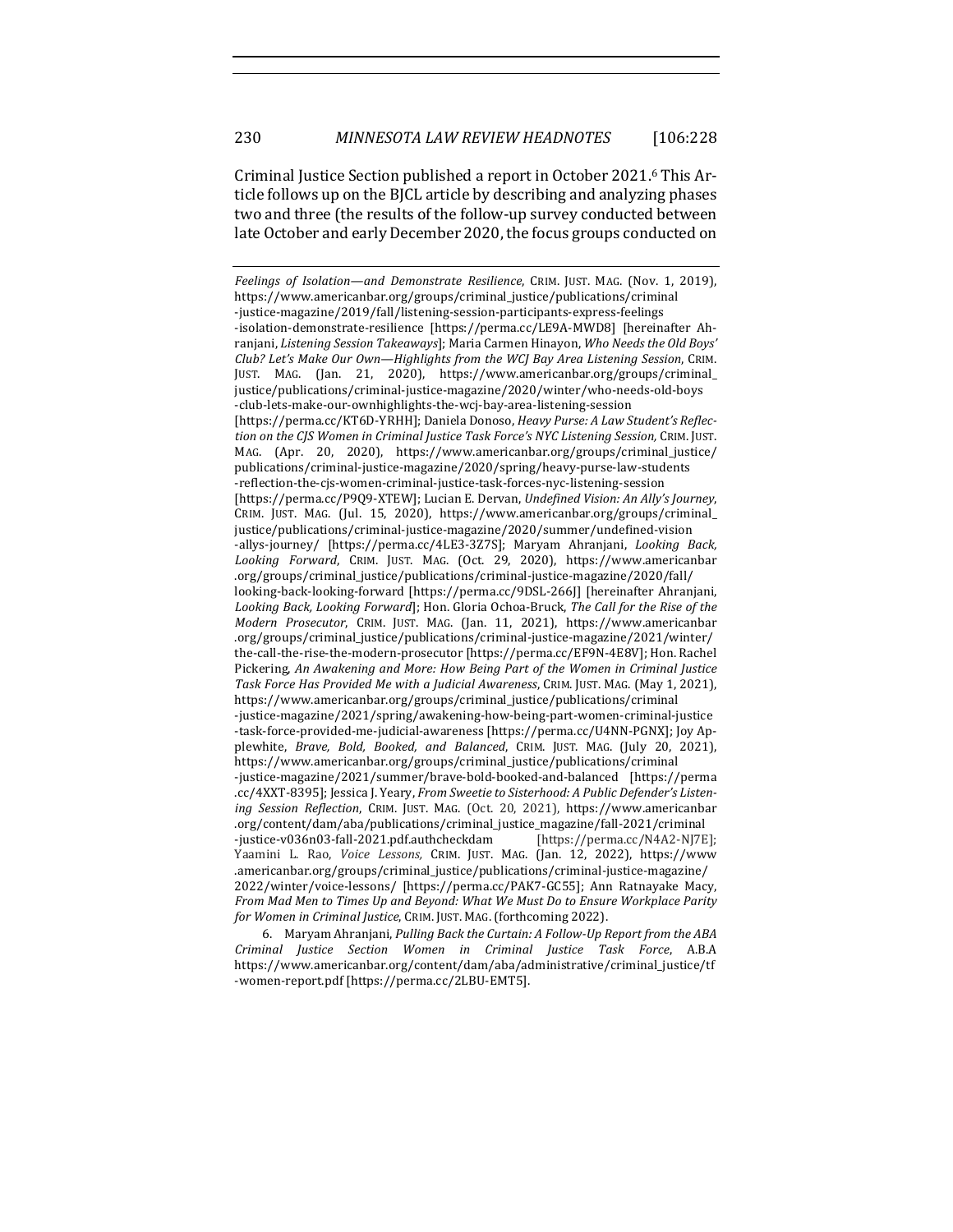Criminal Justice Section published a report in October 2021.[6] This Article follows up on the BJCL article by describing and analyzing phases two and three (the results of the follow-up survey conducted between late October and early December 2020, the focus groups conducted on

---

*Feelings of Isolation—and Demonstrate Resilience*, CRIM. JUST. MAG. (Nov. 1, 2019), https://www.americanbar.org/groups/criminal_justice/publications/criminal-justice-magazine/2019/fall/listening-session-participants-express-feelings-isolation-demonstrate-resilience [https://perma.cc/LE9A-MWD8] [hereinafter Ahranjani, *Listening Session Takeaways*]; Maria Carmen Hinayon, *Who Needs the Old Boys' Club? Let's Make Our Own—Highlights from the WCJ Bay Area Listening Session*, CRIM. JUST. MAG. (Jan. 21, 2020), https://www.americanbar.org/groups/criminal_justice/publications/criminal-justice-magazine/2020/winter/who-needs-old-boys-club-lets-make-our-ownhighlights-the-wcj-bay-area-listening-session [https://perma.cc/KT6D-YRHH]; Daniela Donoso, *Heavy Purse: A Law Student's Reflection on the CJS Women in Criminal Justice Task Force's NYC Listening Session,* CRIM. JUST. MAG. (Apr. 20, 2020), https://www.americanbar.org/groups/criminal_justice/publications/criminal-justice-magazine/2020/spring/heavy-purse-law-students-reflection-the-cjs-women-criminal-justice-task-forces-nyc-listening-session [https://perma.cc/P9Q9-XTEW]; Lucian E. Dervan, *Undefined Vision: An Ally's Journey*, CRIM. JUST. MAG. (Jul. 15, 2020), https://www.americanbar.org/groups/criminal_justice/publications/criminal-justice-magazine/2020/summer/undefined-vision-allys-journey/ [https://perma.cc/4LE3-3Z7S]; Maryam Ahranjani, *Looking Back, Looking Forward*, CRIM. JUST. MAG. (Oct. 29, 2020), https://www.americanbar.org/groups/criminal_justice/publications/criminal-justice-magazine/2020/fall/looking-back-looking-forward [https://perma.cc/9DSL-266J] [hereinafter Ahranjani, *Looking Back, Looking Forward*]; Hon. Gloria Ochoa-Bruck, *The Call for the Rise of the Modern Prosecutor*, CRIM. JUST. MAG. (Jan. 11, 2021), https://www.americanbar.org/groups/criminal_justice/publications/criminal-justice-magazine/2021/winter/the-call-the-rise-the-modern-prosecutor [https://perma.cc/EF9N-4E8V]; Hon. Rachel Pickering, *An Awakening and More: How Being Part of the Women in Criminal Justice Task Force Has Provided Me with a Judicial Awareness*, CRIM. JUST. MAG. (May 1, 2021), https://www.americanbar.org/groups/criminal_justice/publications/criminal-justice-magazine/2021/spring/awakening-how-being-part-women-criminal-justice-task-force-provided-me-judicial-awareness [https://perma.cc/U4NN-PGNX]; Joy Applewhite, *Brave, Bold, Booked, and Balanced*, CRIM. JUST. MAG. (July 20, 2021), https://www.americanbar.org/groups/criminal_justice/publications/criminal-justice-magazine/2021/summer/brave-bold-booked-and-balanced [https://perma.cc/4XXT-8395]; Jessica J. Yeary, *From Sweetie to Sisterhood: A Public Defender's Listening Session Reflection*, CRIM. JUST. MAG. (Oct. 20, 2021), https://www.americanbar.org/content/dam/aba/publications/criminal_justice_magazine/fall-2021/criminal-justice-v036n03-fall-2021.pdf.authcheckdam [https://perma.cc/N4A2-NJ7E]; Yaamini L. Rao, *Voice Lessons,* CRIM. JUST. MAG. (Jan. 12, 2022), https://www.americanbar.org/groups/criminal_justice/publications/criminal-justice-magazine/2022/winter/voice-lessons/ [https://perma.cc/PAK7-GC55]; Ann Ratnayake Macy, *From Mad Men to Times Up and Beyond: What We Must Do to Ensure Workplace Parity for Women in Criminal Justice*, CRIM. JUST. MAG. (forthcoming 2022).

6. Maryam Ahranjani, *Pulling Back the Curtain: A Follow-Up Report from the ABA Criminal Justice Section Women in Criminal Justice Task Force*, A.B.A https://www.americanbar.org/content/dam/aba/administrative/criminal_justice/tf-women-report.pdf [https://perma.cc/2LBU-EMT5].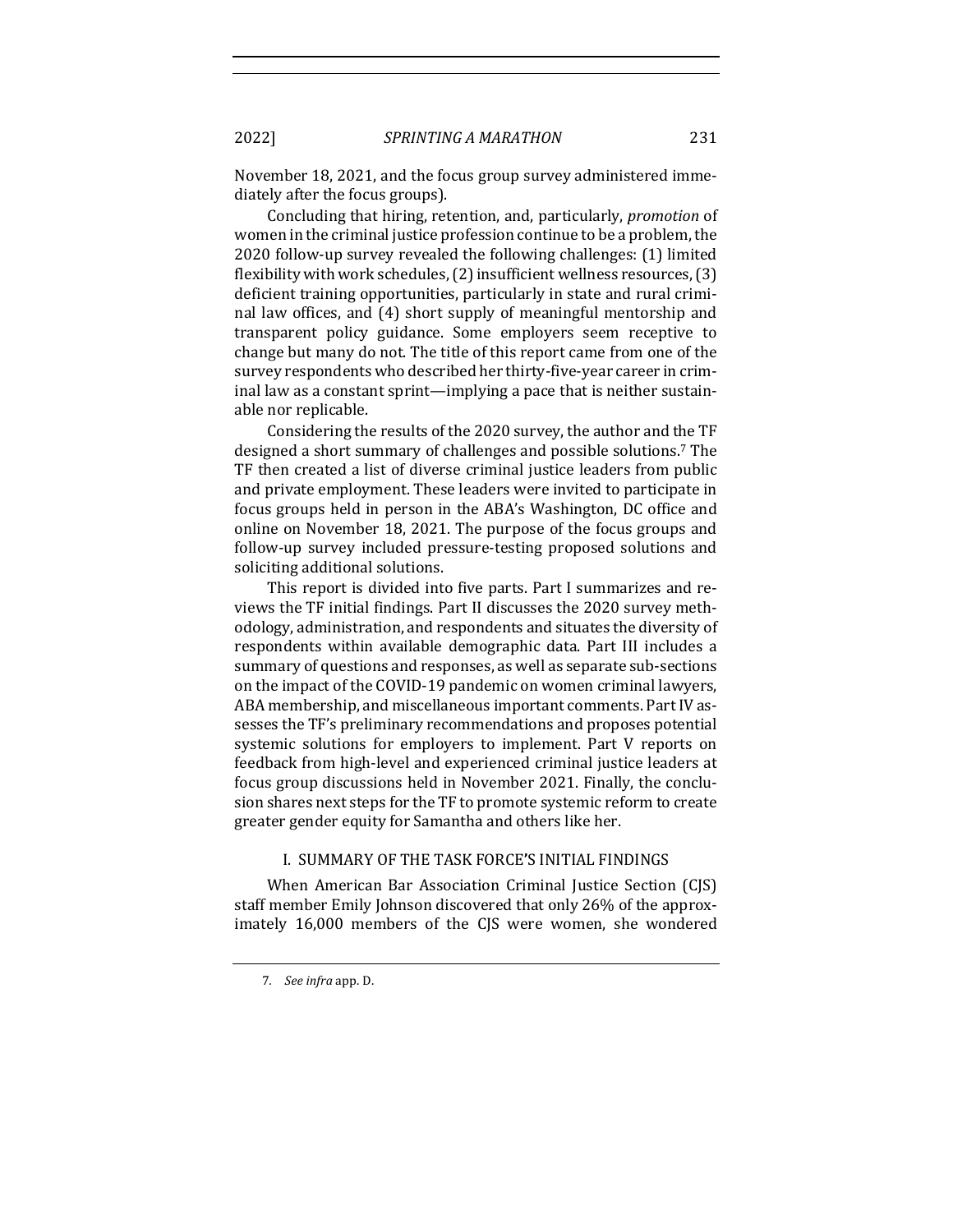November 18, 2021, and the focus group survey administered immediately after the focus groups).

Concluding that hiring, retention, and, particularly, *promotion* of women in the criminal justice profession continue to be a problem, the 2020 follow-up survey revealed the following challenges: (1) limited flexibility with work schedules, (2) insufficient wellness resources, (3) deficient training opportunities, particularly in state and rural criminal law offices, and (4) short supply of meaningful mentorship and transparent policy guidance. Some employers seem receptive to change but many do not. The title of this report came from one of the survey respondents who described her thirty-five-year career in criminal law as a constant sprint—implying a pace that is neither sustainable nor replicable.

Considering the results of the 2020 survey, the author and the TF designed a short summary of challenges and possible solutions.[7] The TF then created a list of diverse criminal justice leaders from public and private employment. These leaders were invited to participate in focus groups held in person in the ABA's Washington, DC office and online on November 18, 2021. The purpose of the focus groups and follow-up survey included pressure-testing proposed solutions and soliciting additional solutions.

This report is divided into five parts. Part I summarizes and reviews the TF initial findings. Part II discusses the 2020 survey methodology, administration, and respondents and situates the diversity of respondents within available demographic data. Part III includes a summary of questions and responses, as well as separate sub-sections on the impact of the COVID-19 pandemic on women criminal lawyers, ABA membership, and miscellaneous important comments. Part IV assesses the TF's preliminary recommendations and proposes potential systemic solutions for employers to implement. Part V reports on feedback from high-level and experienced criminal justice leaders at focus group discussions held in November 2021. Finally, the conclusion shares next steps for the TF to promote systemic reform to create greater gender equity for Samantha and others like her.

## I. SUMMARY OF THE TASK FORCE'S INITIAL FINDINGS

When American Bar Association Criminal Justice Section (CJS) staff member Emily Johnson discovered that only 26% of the approximately 16,000 members of the CJS were women, she wondered

---

7. *See infra* app. D.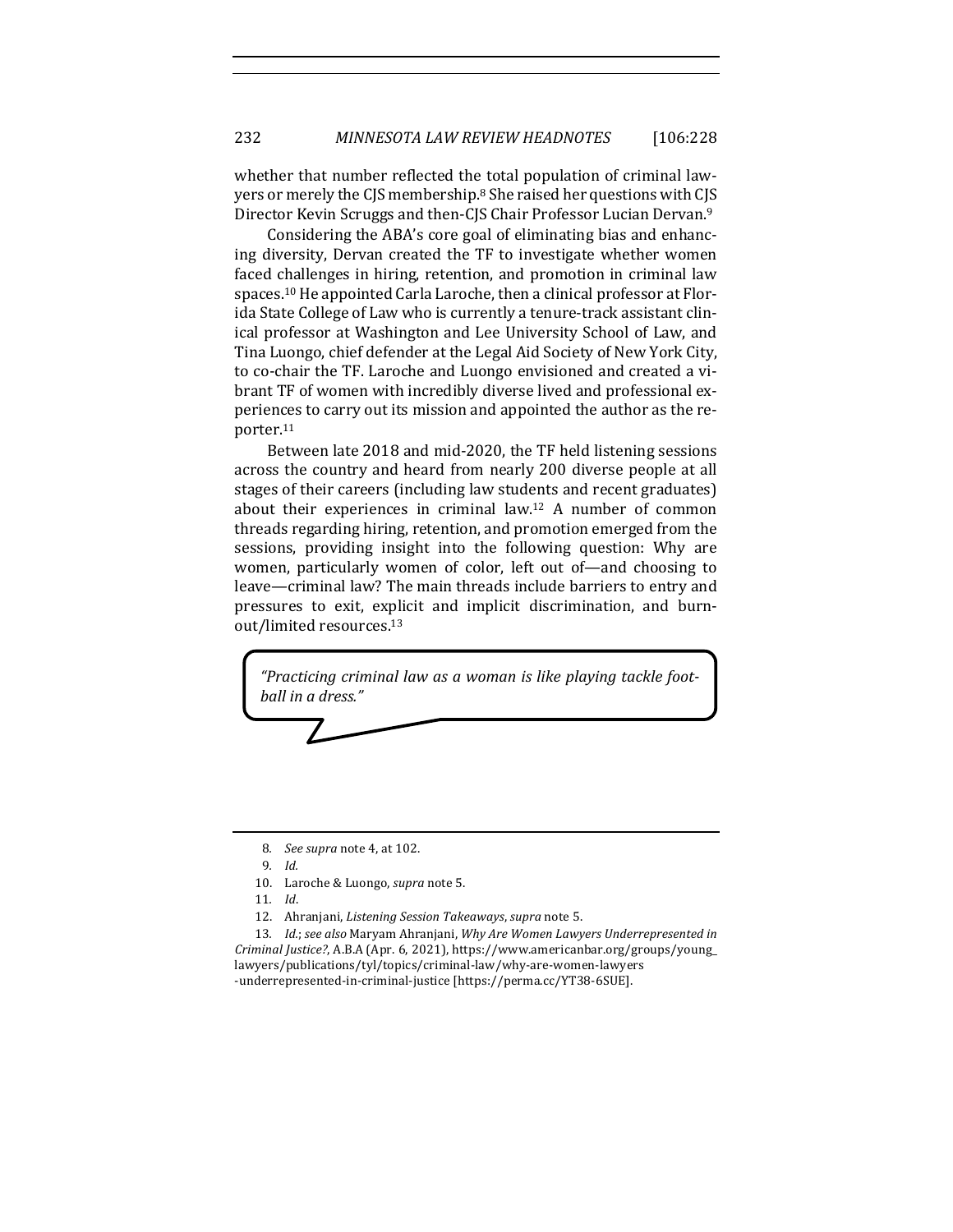whether that number reflected the total population of criminal lawyers or merely the CJS membership.[8] She raised her questions with CJS Director Kevin Scruggs and then-CJS Chair Professor Lucian Dervan.[9]

Considering the ABA's core goal of eliminating bias and enhancing diversity, Dervan created the TF to investigate whether women faced challenges in hiring, retention, and promotion in criminal law spaces.[10] He appointed Carla Laroche, then a clinical professor at Florida State College of Law who is currently a tenure-track assistant clinical professor at Washington and Lee University School of Law, and Tina Luongo, chief defender at the Legal Aid Society of New York City, to co-chair the TF. Laroche and Luongo envisioned and created a vibrant TF of women with incredibly diverse lived and professional experiences to carry out its mission and appointed the author as the reporter.[11]

Between late 2018 and mid-2020, the TF held listening sessions across the country and heard from nearly 200 diverse people at all stages of their careers (including law students and recent graduates) about their experiences in criminal law.[12] A number of common threads regarding hiring, retention, and promotion emerged from the sessions, providing insight into the following question: Why are women, particularly women of color, left out of—and choosing to leave—criminal law? The main threads include barriers to entry and pressures to exit, explicit and implicit discrimination, and burnout/limited resources.[13]

> *"Practicing criminal law as a woman is like playing tackle football in a dress."*

---

8. *See supra* note 4, at 102.

9. *Id.*

10. Laroche & Luongo, *supra* note 5.

11. *Id.*

12. Ahranjani, *Listening Session Takeaways*, *supra* note 5.

13. *Id.*; *see also* Maryam Ahranjani, *Why Are Women Lawyers Underrepresented in Criminal Justice?*, A.B.A (Apr. 6, 2021), https://www.americanbar.org/groups/young_lawyers/publications/tyl/topics/criminal-law/why-are-women-lawyers-underrepresented-in-criminal-justice [https://perma.cc/YT38-6SUE].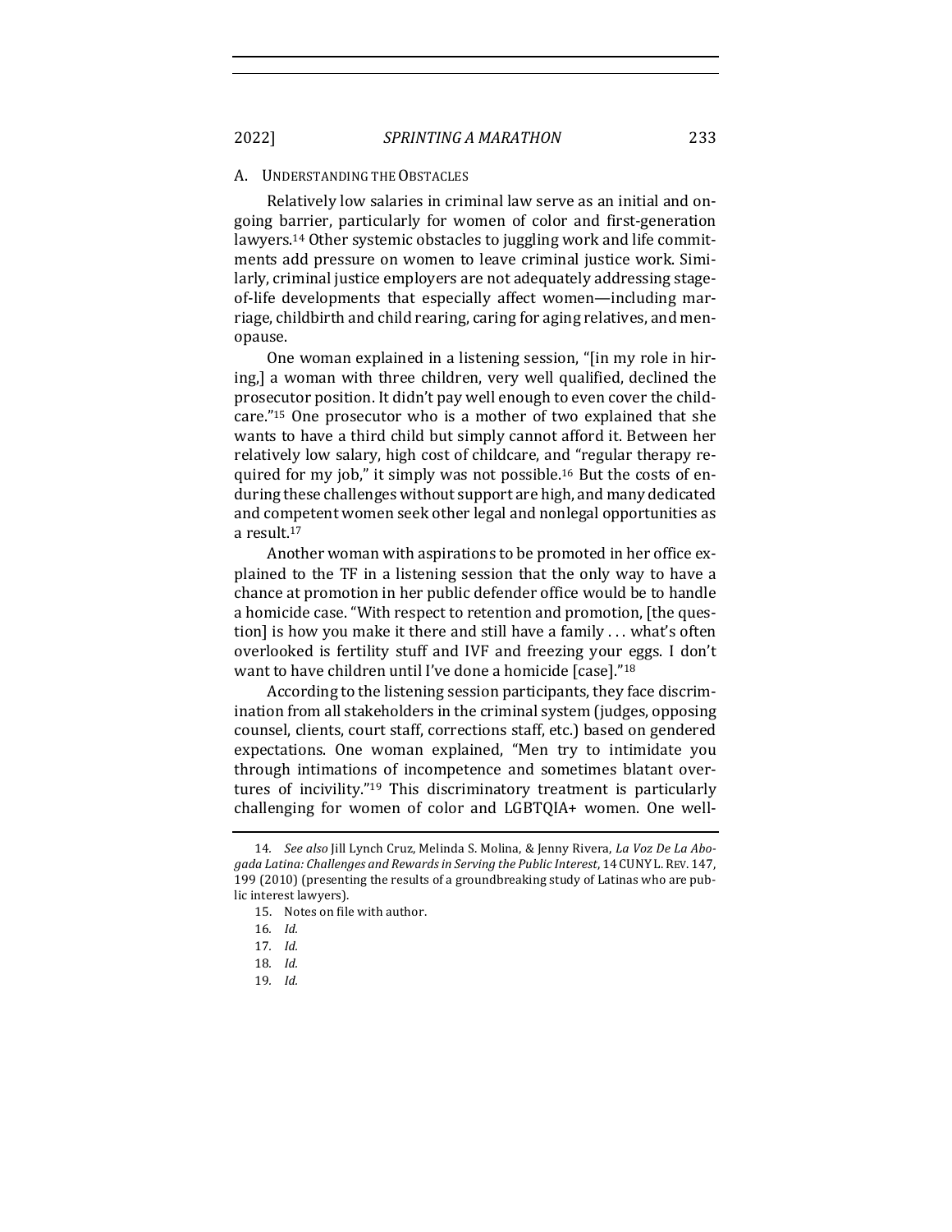### A. Understanding the Obstacles

Relatively low salaries in criminal law serve as an initial and ongoing barrier, particularly for women of color and first-generation lawyers.[14] Other systemic obstacles to juggling work and life commitments add pressure on women to leave criminal justice work. Similarly, criminal justice employers are not adequately addressing stage-of-life developments that especially affect women—including marriage, childbirth and child rearing, caring for aging relatives, and menopause.

One woman explained in a listening session, "[in my role in hiring,] a woman with three children, very well qualified, declined the prosecutor position. It didn't pay well enough to even cover the childcare."[15] One prosecutor who is a mother of two explained that she wants to have a third child but simply cannot afford it. Between her relatively low salary, high cost of childcare, and "regular therapy required for my job," it simply was not possible.[16] But the costs of enduring these challenges without support are high, and many dedicated and competent women seek other legal and nonlegal opportunities as a result.[17]

Another woman with aspirations to be promoted in her office explained to the TF in a listening session that the only way to have a chance at promotion in her public defender office would be to handle a homicide case. "With respect to retention and promotion, [the question] is how you make it there and still have a family . . . what's often overlooked is fertility stuff and IVF and freezing your eggs. I don't want to have children until I've done a homicide [case]."[18]

According to the listening session participants, they face discrimination from all stakeholders in the criminal system (judges, opposing counsel, clients, court staff, corrections staff, etc.) based on gendered expectations. One woman explained, "Men try to intimidate you through intimations of incompetence and sometimes blatant overtures of incivility."[19] This discriminatory treatment is particularly challenging for women of color and LGBTQIA+ women. One well-

---

14. *See also* Jill Lynch Cruz, Melinda S. Molina, & Jenny Rivera, *La Voz De La Abogada Latina: Challenges and Rewards in Serving the Public Interest*, 14 CUNY L. REV. 147, 199 (2010) (presenting the results of a groundbreaking study of Latinas who are public interest lawyers).

15. Notes on file with author.

16. *Id.*

17. *Id.*

18. *Id.*

19. *Id.*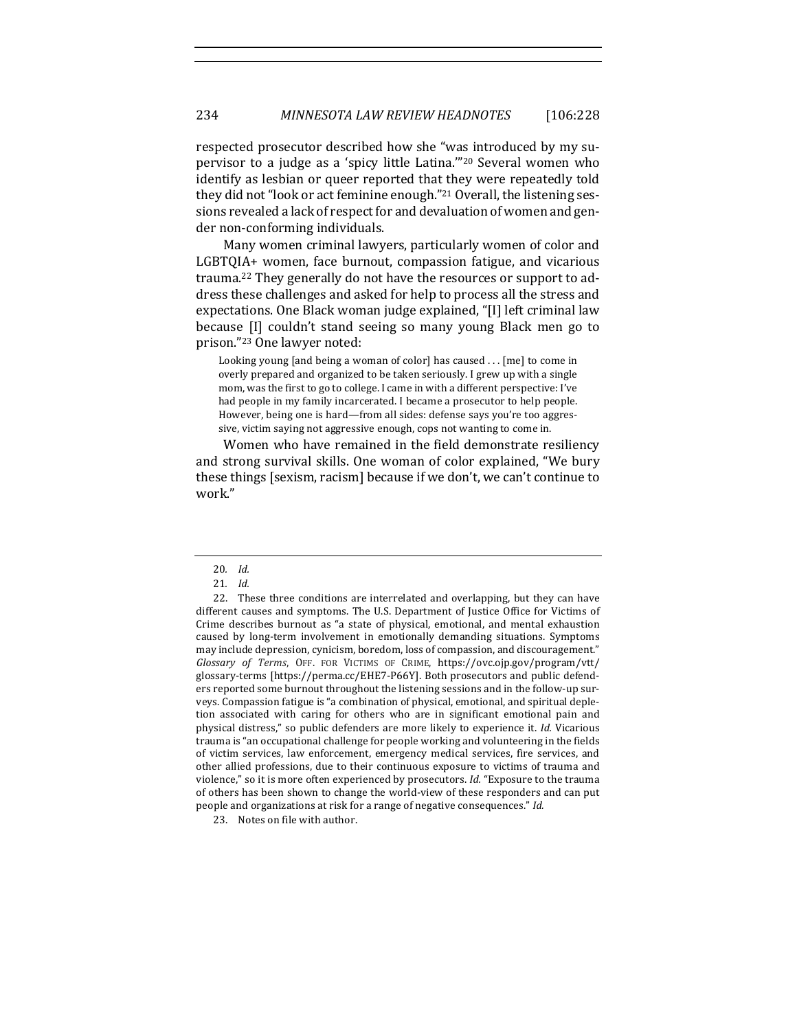respected prosecutor described how she "was introduced by my supervisor to a judge as a 'spicy little Latina.'"[20] Several women who identify as lesbian or queer reported that they were repeatedly told they did not "look or act feminine enough."[21] Overall, the listening sessions revealed a lack of respect for and devaluation of women and gender non-conforming individuals.

Many women criminal lawyers, particularly women of color and LGBTQIA+ women, face burnout, compassion fatigue, and vicarious trauma.[22] They generally do not have the resources or support to address these challenges and asked for help to process all the stress and expectations. One Black woman judge explained, "[I] left criminal law because [I] couldn't stand seeing so many young Black men go to prison."[23] One lawyer noted:

> Looking young [and being a woman of color] has caused . . . [me] to come in overly prepared and organized to be taken seriously. I grew up with a single mom, was the first to go to college. I came in with a different perspective: I've had people in my family incarcerated. I became a prosecutor to help people. However, being one is hard—from all sides: defense says you're too aggressive, victim saying not aggressive enough, cops not wanting to come in.

Women who have remained in the field demonstrate resiliency and strong survival skills. One woman of color explained, "We bury these things [sexism, racism] because if we don't, we can't continue to work."

---

20. *Id.*

21. *Id.*

22. These three conditions are interrelated and overlapping, but they can have different causes and symptoms. The U.S. Department of Justice Office for Victims of Crime describes burnout as "a state of physical, emotional, and mental exhaustion caused by long-term involvement in emotionally demanding situations. Symptoms may include depression, cynicism, boredom, loss of compassion, and discouragement." *Glossary of Terms*, OFF. FOR VICTIMS OF CRIME, https://ovc.ojp.gov/program/vtt/glossary-terms [https://perma.cc/EHE7-P66Y]. Both prosecutors and public defenders reported some burnout throughout the listening sessions and in the follow-up surveys. Compassion fatigue is "a combination of physical, emotional, and spiritual depletion associated with caring for others who are in significant emotional pain and physical distress," so public defenders are more likely to experience it. *Id.* Vicarious trauma is "an occupational challenge for people working and volunteering in the fields of victim services, law enforcement, emergency medical services, fire services, and other allied professions, due to their continuous exposure to victims of trauma and violence," so it is more often experienced by prosecutors. *Id.* "Exposure to the trauma of others has been shown to change the world-view of these responders and can put people and organizations at risk for a range of negative consequences." *Id.*

23. Notes on file with author.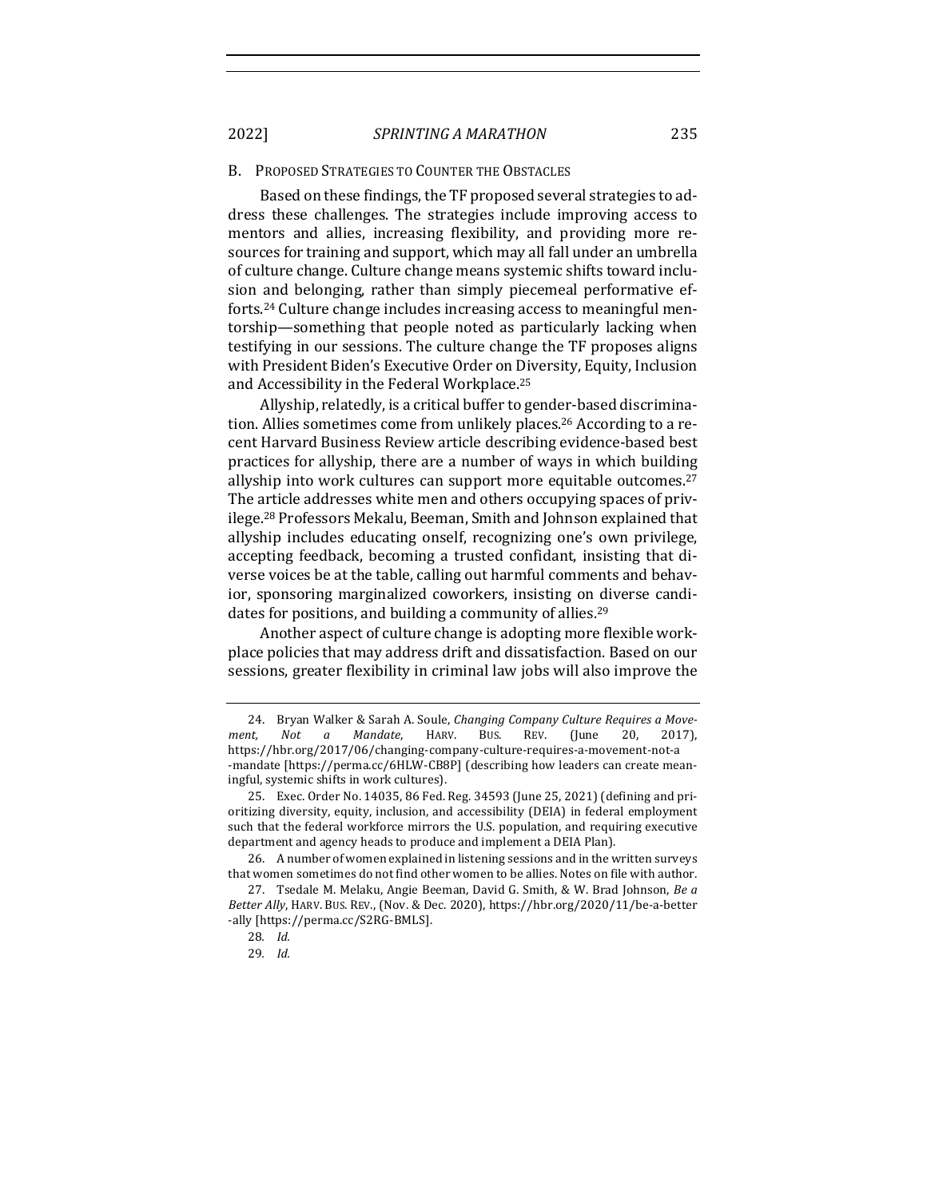### B. Proposed Strategies to Counter the Obstacles

Based on these findings, the TF proposed several strategies to address these challenges. The strategies include improving access to mentors and allies, increasing flexibility, and providing more resources for training and support, which may all fall under an umbrella of culture change. Culture change means systemic shifts toward inclusion and belonging, rather than simply piecemeal performative efforts.[24] Culture change includes increasing access to meaningful mentorship—something that people noted as particularly lacking when testifying in our sessions. The culture change the TF proposes aligns with President Biden's Executive Order on Diversity, Equity, Inclusion and Accessibility in the Federal Workplace.[25]

Allyship, relatedly, is a critical buffer to gender-based discrimination. Allies sometimes come from unlikely places.[26] According to a recent Harvard Business Review article describing evidence-based best practices for allyship, there are a number of ways in which building allyship into work cultures can support more equitable outcomes.[27] The article addresses white men and others occupying spaces of privilege.[28] Professors Mekalu, Beeman, Smith and Johnson explained that allyship includes educating onself, recognizing one's own privilege, accepting feedback, becoming a trusted confidant, insisting that diverse voices be at the table, calling out harmful comments and behavior, sponsoring marginalized coworkers, insisting on diverse candidates for positions, and building a community of allies.[29]

Another aspect of culture change is adopting more flexible workplace policies that may address drift and dissatisfaction. Based on our sessions, greater flexibility in criminal law jobs will also improve the

---

24. Bryan Walker & Sarah A. Soule, *Changing Company Culture Requires a Movement, Not a Mandate*, HARV. BUS. REV. (June 20, 2017), https://hbr.org/2017/06/changing-company-culture-requires-a-movement-not-a-mandate [https://perma.cc/6HLW-CB8P] (describing how leaders can create meaningful, systemic shifts in work cultures).

25. Exec. Order No. 14035, 86 Fed. Reg. 34593 (June 25, 2021) (defining and prioritizing diversity, equity, inclusion, and accessibility (DEIA) in federal employment such that the federal workforce mirrors the U.S. population, and requiring executive department and agency heads to produce and implement a DEIA Plan).

26. A number of women explained in listening sessions and in the written surveys that women sometimes do not find other women to be allies. Notes on file with author.

27. Tsedale M. Melaku, Angie Beeman, David G. Smith, & W. Brad Johnson, *Be a Better Ally*, HARV. BUS. REV., (Nov. & Dec. 2020), https://hbr.org/2020/11/be-a-better-ally [https://perma.cc/S2RG-BMLS].

28. *Id.*

29. *Id.*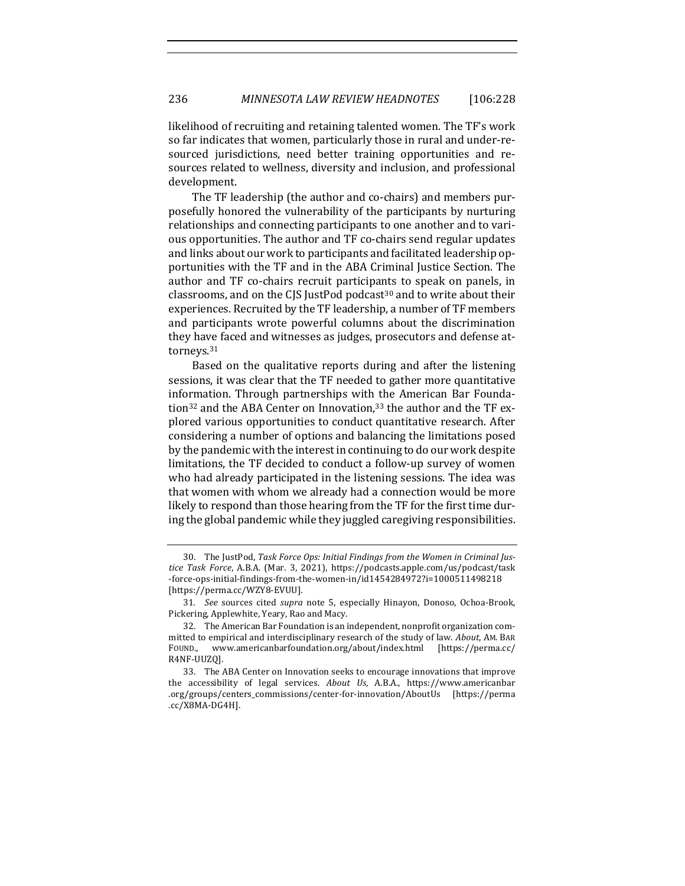likelihood of recruiting and retaining talented women. The TF's work so far indicates that women, particularly those in rural and under-resourced jurisdictions, need better training opportunities and resources related to wellness, diversity and inclusion, and professional development.

The TF leadership (the author and co-chairs) and members purposefully honored the vulnerability of the participants by nurturing relationships and connecting participants to one another and to various opportunities. The author and TF co-chairs send regular updates and links about our work to participants and facilitated leadership opportunities with the TF and in the ABA Criminal Justice Section. The author and TF co-chairs recruit participants to speak on panels, in classrooms, and on the CJS JustPod podcast[30] and to write about their experiences. Recruited by the TF leadership, a number of TF members and participants wrote powerful columns about the discrimination they have faced and witnesses as judges, prosecutors and defense attorneys.[31]

Based on the qualitative reports during and after the listening sessions, it was clear that the TF needed to gather more quantitative information. Through partnerships with the American Bar Foundation[32] and the ABA Center on Innovation,[33] the author and the TF explored various opportunities to conduct quantitative research. After considering a number of options and balancing the limitations posed by the pandemic with the interest in continuing to do our work despite limitations, the TF decided to conduct a follow-up survey of women who had already participated in the listening sessions. The idea was that women with whom we already had a connection would be more likely to respond than those hearing from the TF for the first time during the global pandemic while they juggled caregiving responsibilities.

---

30. The JustPod, *Task Force Ops: Initial Findings from the Women in Criminal Justice Task Force*, A.B.A. (Mar. 3, 2021), https://podcasts.apple.com/us/podcast/task-force-ops-initial-findings-from-the-women-in/id1454284972?i=1000511498218 [https://perma.cc/WZY8-EVUU].

31. *See* sources cited *supra* note 5, especially Hinayon, Donoso, Ochoa-Brook, Pickering, Applewhite, Yeary, Rao and Macy.

32. The American Bar Foundation is an independent, nonprofit organization committed to empirical and interdisciplinary research of the study of law. *About*, AM. BAR FOUND., www.americanbarfoundation.org/about/index.html [https://perma.cc/R4NF-UUZQ].

33. The ABA Center on Innovation seeks to encourage innovations that improve the accessibility of legal services. *About Us*, A.B.A., https://www.americanbar.org/groups/centers_commissions/center-for-innovation/AboutUs [https://perma.cc/X8MA-DG4H].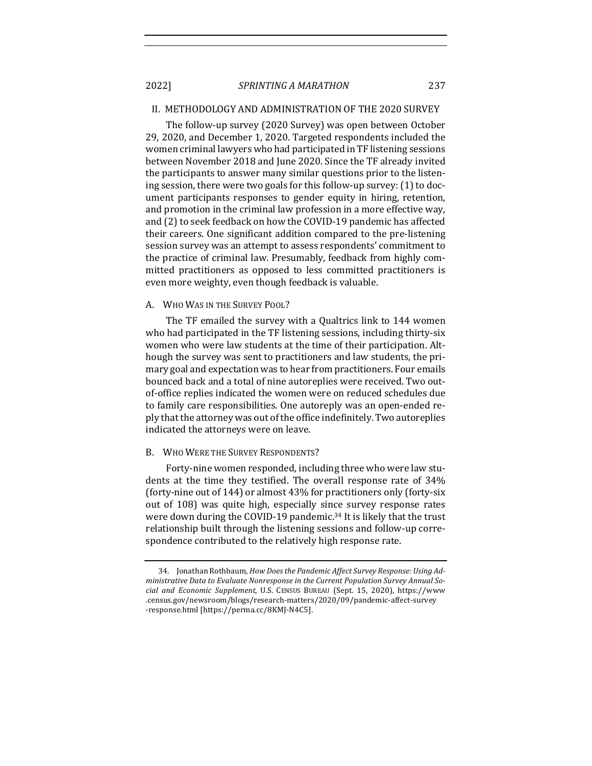## II. METHODOLOGY AND ADMINISTRATION OF THE 2020 SURVEY

The follow-up survey (2020 Survey) was open between October 29, 2020, and December 1, 2020. Targeted respondents included the women criminal lawyers who had participated in TF listening sessions between November 2018 and June 2020. Since the TF already invited the participants to answer many similar questions prior to the listening session, there were two goals for this follow-up survey: (1) to document participants responses to gender equity in hiring, retention, and promotion in the criminal law profession in a more effective way, and (2) to seek feedback on how the COVID-19 pandemic has affected their careers. One significant addition compared to the pre-listening session survey was an attempt to assess respondents' commitment to the practice of criminal law. Presumably, feedback from highly committed practitioners as opposed to less committed practitioners is even more weighty, even though feedback is valuable.

### A. WHO WAS IN THE SURVEY POOL?

The TF emailed the survey with a Qualtrics link to 144 women who had participated in the TF listening sessions, including thirty-six women who were law students at the time of their participation. Although the survey was sent to practitioners and law students, the primary goal and expectation was to hear from practitioners. Four emails bounced back and a total of nine autoreplies were received. Two out-of-office replies indicated the women were on reduced schedules due to family care responsibilities. One autoreply was an open-ended reply that the attorney was out of the office indefinitely. Two autoreplies indicated the attorneys were on leave.

### B. WHO WERE THE SURVEY RESPONDENTS?

Forty-nine women responded, including three who were law students at the time they testified. The overall response rate of 34% (forty-nine out of 144) or almost 43% for practitioners only (forty-six out of 108) was quite high, especially since survey response rates were down during the COVID-19 pandemic.[34] It is likely that the trust relationship built through the listening sessions and follow-up correspondence contributed to the relatively high response rate.

---

34. Jonathan Rothbaum, *How Does the Pandemic Affect Survey Response: Using Administrative Data to Evaluate Nonresponse in the Current Population Survey Annual Social and Economic Supplement*, U.S. CENSUS BUREAU (Sept. 15, 2020), https://www.census.gov/newsroom/blogs/research-matters/2020/09/pandemic-affect-survey-response.html [https://perma.cc/8KMJ-N4C5].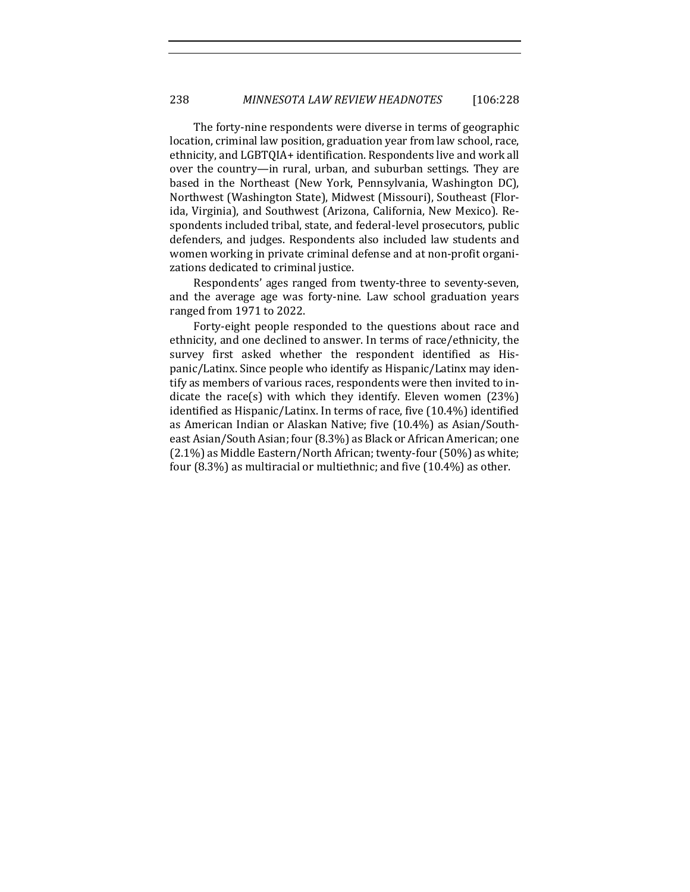The forty-nine respondents were diverse in terms of geographic location, criminal law position, graduation year from law school, race, ethnicity, and LGBTQIA+ identification. Respondents live and work all over the country—in rural, urban, and suburban settings. They are based in the Northeast (New York, Pennsylvania, Washington DC), Northwest (Washington State), Midwest (Missouri), Southeast (Florida, Virginia), and Southwest (Arizona, California, New Mexico). Respondents included tribal, state, and federal-level prosecutors, public defenders, and judges. Respondents also included law students and women working in private criminal defense and at non-profit organizations dedicated to criminal justice.

Respondents' ages ranged from twenty-three to seventy-seven, and the average age was forty-nine. Law school graduation years ranged from 1971 to 2022.

Forty-eight people responded to the questions about race and ethnicity, and one declined to answer. In terms of race/ethnicity, the survey first asked whether the respondent identified as Hispanic/Latinx. Since people who identify as Hispanic/Latinx may identify as members of various races, respondents were then invited to indicate the race(s) with which they identify. Eleven women (23%) identified as Hispanic/Latinx. In terms of race, five (10.4%) identified as American Indian or Alaskan Native; five (10.4%) as Asian/Southeast Asian/South Asian; four (8.3%) as Black or African American; one (2.1%) as Middle Eastern/North African; twenty-four (50%) as white; four (8.3%) as multiracial or multiethnic; and five (10.4%) as other.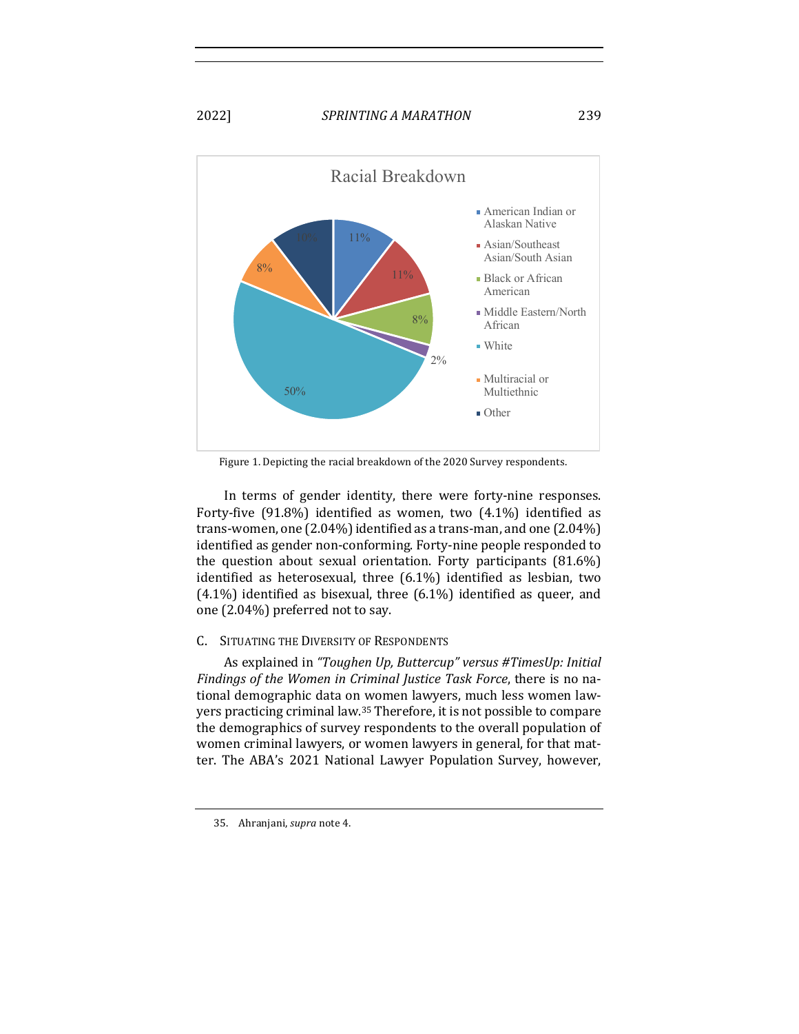Racial Breakdown

- American Indian or Alaskan Native: 11%
- Asian/Southeast Asian/South Asian: 11%
- Black or African American: 8%
- Middle Eastern/North African: 2%
- White: 50%
- Multiracial or Multiethnic: 8%
- Other: 10%

Figure 1. Depicting the racial breakdown of the 2020 Survey respondents.

In terms of gender identity, there were forty-nine responses. Forty-five (91.8%) identified as women, two (4.1%) identified as trans-women, one (2.04%) identified as a trans-man, and one (2.04%) identified as gender non-conforming. Forty-nine people responded to the question about sexual orientation. Forty participants (81.6%) identified as heterosexual, three (6.1%) identified as lesbian, two (4.1%) identified as bisexual, three (6.1%) identified as queer, and one (2.04%) preferred not to say.

## C. Situating the Diversity of Respondents

As explained in *"Toughen Up, Buttercup" versus #TimesUp: Initial Findings of the Women in Criminal Justice Task Force*, there is no national demographic data on women lawyers, much less women lawyers practicing criminal law.[35] Therefore, it is not possible to compare the demographics of survey respondents to the overall population of women criminal lawyers, or women lawyers in general, for that matter. The ABA's 2021 National Lawyer Population Survey, however,

35. Ahranjani, *supra* note 4.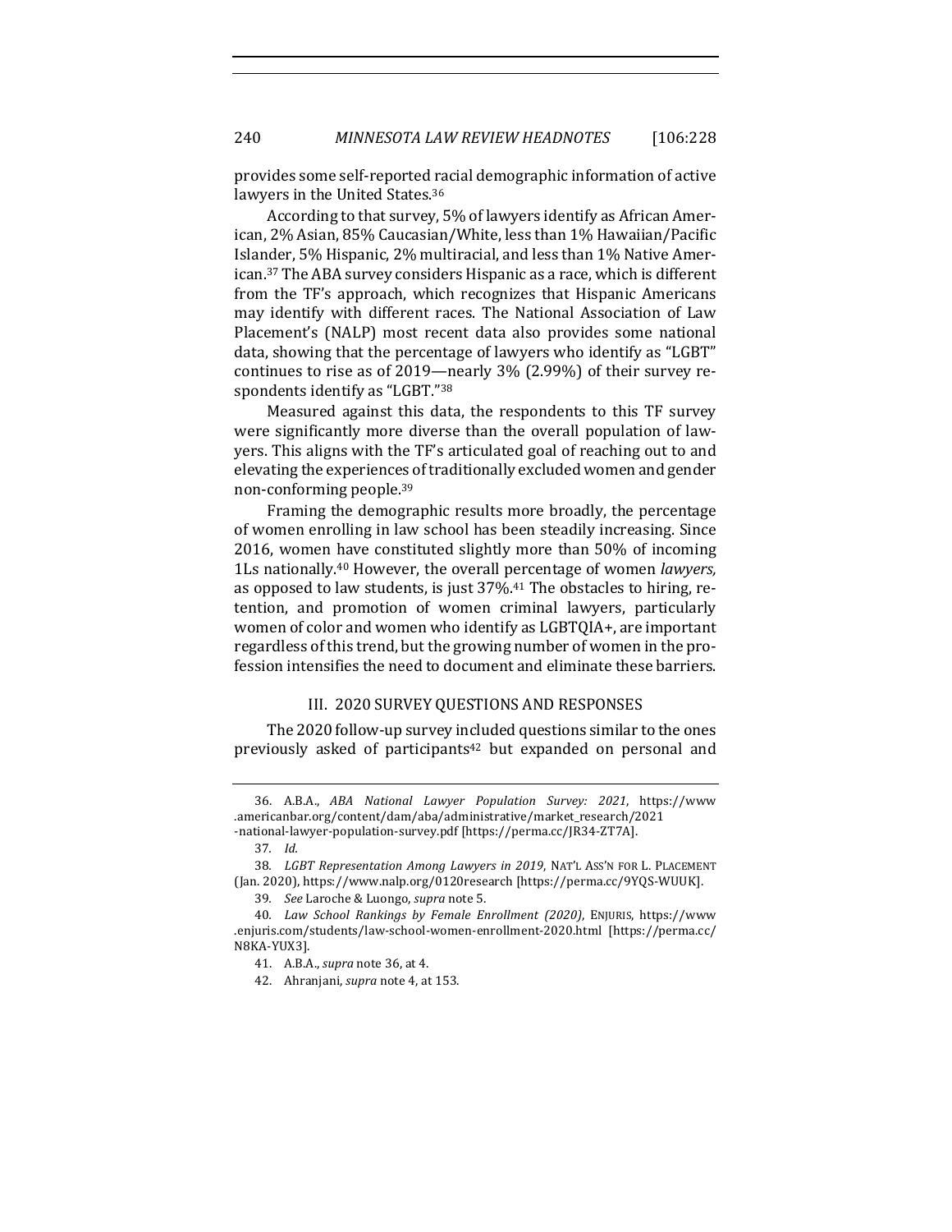provides some self-reported racial demographic information of active lawyers in the United States.[36]

According to that survey, 5% of lawyers identify as African American, 2% Asian, 85% Caucasian/White, less than 1% Hawaiian/Pacific Islander, 5% Hispanic, 2% multiracial, and less than 1% Native American.[37] The ABA survey considers Hispanic as a race, which is different from the TF's approach, which recognizes that Hispanic Americans may identify with different races. The National Association of Law Placement's (NALP) most recent data also provides some national data, showing that the percentage of lawyers who identify as "LGBT" continues to rise as of 2019—nearly 3% (2.99%) of their survey respondents identify as "LGBT."[38]

Measured against this data, the respondents to this TF survey were significantly more diverse than the overall population of lawyers. This aligns with the TF's articulated goal of reaching out to and elevating the experiences of traditionally excluded women and gender non-conforming people.[39]

Framing the demographic results more broadly, the percentage of women enrolling in law school has been steadily increasing. Since 2016, women have constituted slightly more than 50% of incoming 1Ls nationally.[40] However, the overall percentage of women *lawyers,* as opposed to law students, is just 37%.[41] The obstacles to hiring, retention, and promotion of women criminal lawyers, particularly women of color and women who identify as LGBTQIA+, are important regardless of this trend, but the growing number of women in the profession intensifies the need to document and eliminate these barriers.

## III. 2020 SURVEY QUESTIONS AND RESPONSES

The 2020 follow-up survey included questions similar to the ones previously asked of participants[42] but expanded on personal and

---

36. A.B.A., *ABA National Lawyer Population Survey: 2021*, https://www.americanbar.org/content/dam/aba/administrative/market_research/2021-national-lawyer-population-survey.pdf [https://perma.cc/JR34-ZT7A].

37. *Id.*

38. *LGBT Representation Among Lawyers in 2019*, NAT'L ASS'N FOR L. PLACEMENT (Jan. 2020), https://www.nalp.org/0120research [https://perma.cc/9YQS-WUUK].

39. *See* Laroche & Luongo, *supra* note 5.

40. *Law School Rankings by Female Enrollment (2020)*, ENJURIS, https://www.enjuris.com/students/law-school-women-enrollment-2020.html [https://perma.cc/N8KA-YUX3].

41. A.B.A., *supra* note 36, at 4.

42. Ahranjani, *supra* note 4, at 153.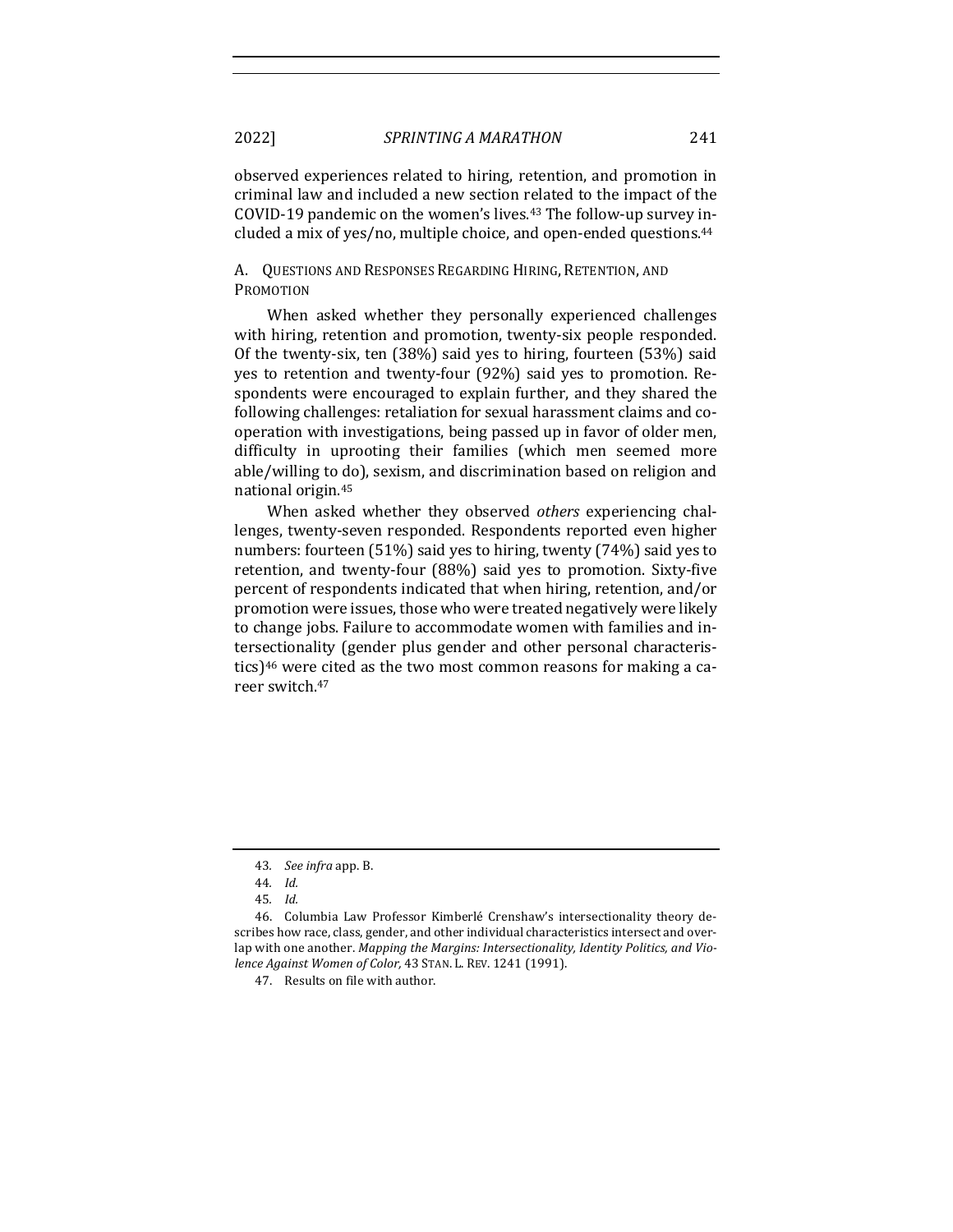observed experiences related to hiring, retention, and promotion in criminal law and included a new section related to the impact of the COVID-19 pandemic on the women's lives.[43] The follow-up survey included a mix of yes/no, multiple choice, and open-ended questions.[44]

### A. Questions and Responses Regarding Hiring, Retention, and Promotion

When asked whether they personally experienced challenges with hiring, retention and promotion, twenty-six people responded. Of the twenty-six, ten (38%) said yes to hiring, fourteen (53%) said yes to retention and twenty-four (92%) said yes to promotion. Respondents were encouraged to explain further, and they shared the following challenges: retaliation for sexual harassment claims and cooperation with investigations, being passed up in favor of older men, difficulty in uprooting their families (which men seemed more able/willing to do), sexism, and discrimination based on religion and national origin.[45]

When asked whether they observed *others* experiencing challenges, twenty-seven responded. Respondents reported even higher numbers: fourteen (51%) said yes to hiring, twenty (74%) said yes to retention, and twenty-four (88%) said yes to promotion. Sixty-five percent of respondents indicated that when hiring, retention, and/or promotion were issues, those who were treated negatively were likely to change jobs. Failure to accommodate women with families and intersectionality (gender plus gender and other personal characteristics)[46] were cited as the two most common reasons for making a career switch.[47]

---

43. *See infra* app. B.

44. *Id.*

45. *Id.*

46. Columbia Law Professor Kimberlé Crenshaw's intersectionality theory describes how race, class, gender, and other individual characteristics intersect and overlap with one another. *Mapping the Margins: Intersectionality, Identity Politics, and Violence Against Women of Color,* 43 STAN. L. REV. 1241 (1991).

47. Results on file with author.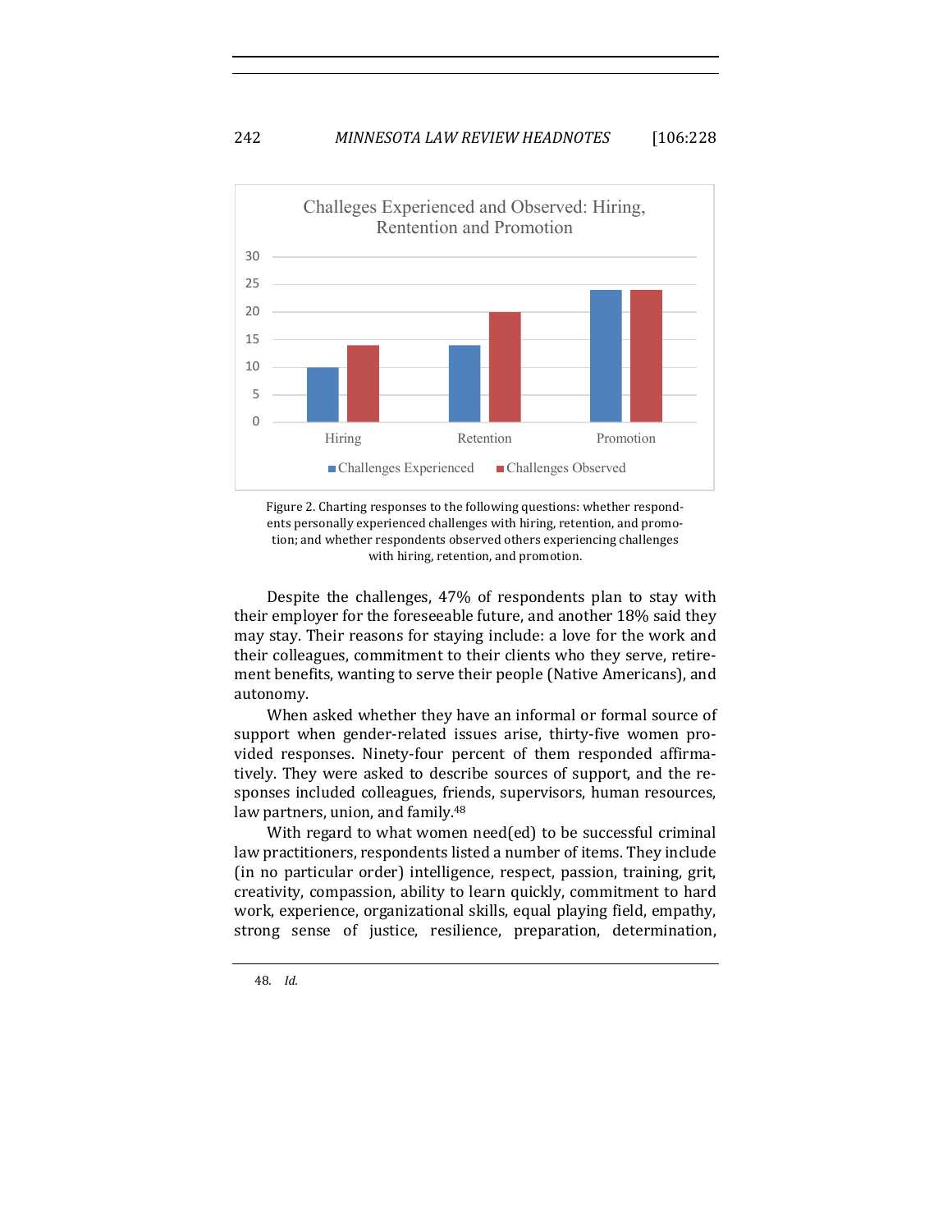**Challeges Experienced and Observed: Hiring, Rentention and Promotion**

| | Challenges Experienced | Challenges Observed |
|---|---|---|
| Hiring | 10 | 14 |
| Retention | 14 | 20 |
| Promotion | 24 | 24 |

Figure 2. Charting responses to the following questions: whether respondents personally experienced challenges with hiring, retention, and promotion; and whether respondents observed others experiencing challenges with hiring, retention, and promotion.

Despite the challenges, 47% of respondents plan to stay with their employer for the foreseeable future, and another 18% said they may stay. Their reasons for staying include: a love for the work and their colleagues, commitment to their clients who they serve, retirement benefits, wanting to serve their people (Native Americans), and autonomy.

When asked whether they have an informal or formal source of support when gender-related issues arise, thirty-five women provided responses. Ninety-four percent of them responded affirmatively. They were asked to describe sources of support, and the responses included colleagues, friends, supervisors, human resources, law partners, union, and family.[48]

With regard to what women need(ed) to be successful criminal law practitioners, respondents listed a number of items. They include (in no particular order) intelligence, respect, passion, training, grit, creativity, compassion, ability to learn quickly, commitment to hard work, experience, organizational skills, equal playing field, empathy, strong sense of justice, resilience, preparation, determination,

48. *Id.*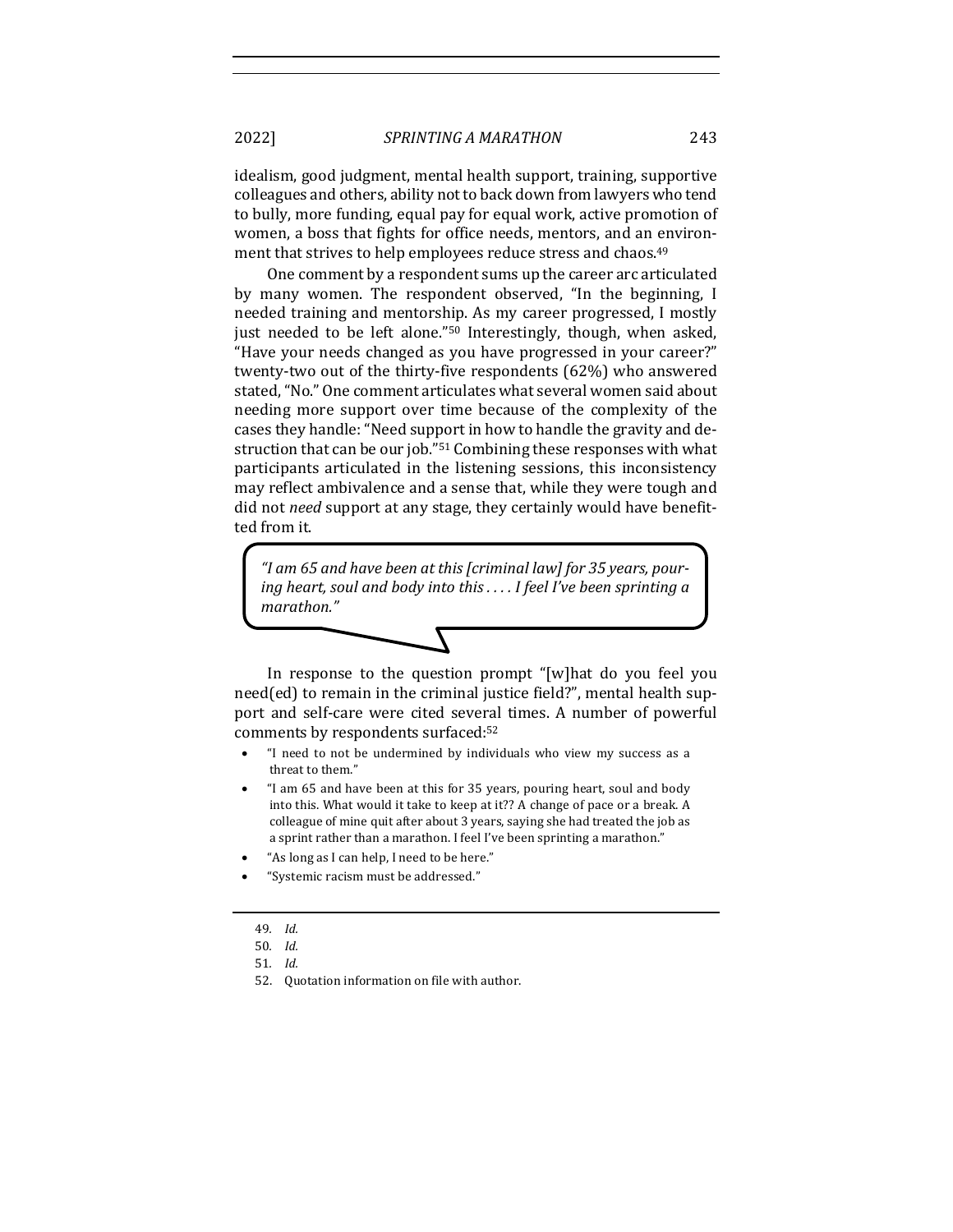idealism, good judgment, mental health support, training, supportive colleagues and others, ability not to back down from lawyers who tend to bully, more funding, equal pay for equal work, active promotion of women, a boss that fights for office needs, mentors, and an environment that strives to help employees reduce stress and chaos.[49]

One comment by a respondent sums up the career arc articulated by many women. The respondent observed, "In the beginning, I needed training and mentorship. As my career progressed, I mostly just needed to be left alone."[50] Interestingly, though, when asked, "Have your needs changed as you have progressed in your career?" twenty-two out of the thirty-five respondents (62%) who answered stated, "No." One comment articulates what several women said about needing more support over time because of the complexity of the cases they handle: "Need support in how to handle the gravity and destruction that can be our job."[51] Combining these responses with what participants articulated in the listening sessions, this inconsistency may reflect ambivalence and a sense that, while they were tough and did not *need* support at any stage, they certainly would have benefitted from it.

> *"I am 65 and have been at this [criminal law] for 35 years, pouring heart, soul and body into this . . . . I feel I've been sprinting a marathon."*

In response to the question prompt "[w]hat do you feel you need(ed) to remain in the criminal justice field?", mental health support and self-care were cited several times. A number of powerful comments by respondents surfaced:[52]

- "I need to not be undermined by individuals who view my success as a threat to them."
- "I am 65 and have been at this for 35 years, pouring heart, soul and body into this. What would it take to keep at it?? A change of pace or a break. A colleague of mine quit after about 3 years, saying she had treated the job as a sprint rather than a marathon. I feel I've been sprinting a marathon."
- "As long as I can help, I need to be here."
- "Systemic racism must be addressed."

---

49. *Id.*

50. *Id.*

51. *Id.*

52. Quotation information on file with author.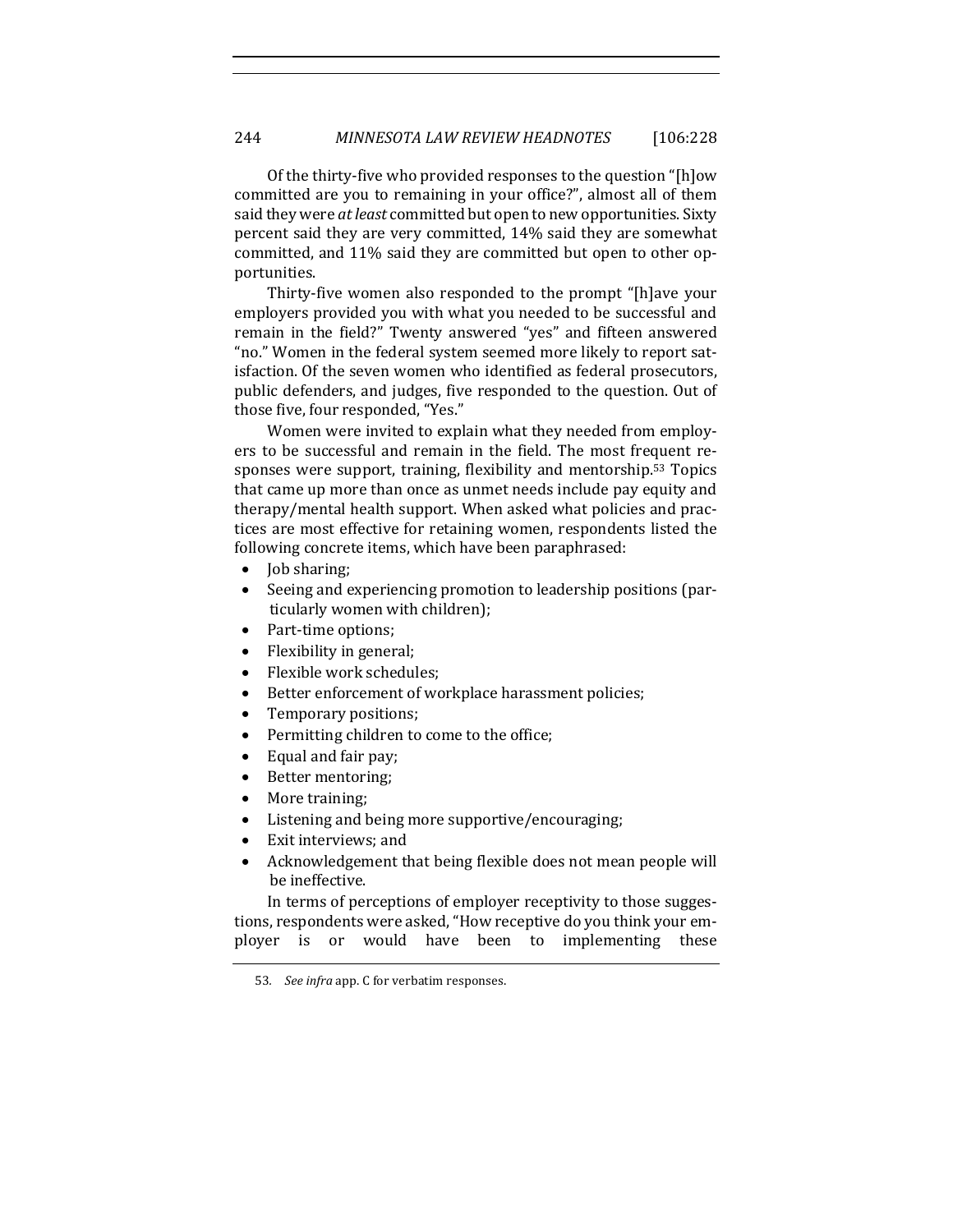Of the thirty-five who provided responses to the question "[h]ow committed are you to remaining in your office?", almost all of them said they were *at least* committed but open to new opportunities. Sixty percent said they are very committed, 14% said they are somewhat committed, and 11% said they are committed but open to other opportunities.

Thirty-five women also responded to the prompt "[h]ave your employers provided you with what you needed to be successful and remain in the field?" Twenty answered "yes" and fifteen answered "no." Women in the federal system seemed more likely to report satisfaction. Of the seven women who identified as federal prosecutors, public defenders, and judges, five responded to the question. Out of those five, four responded, "Yes."

Women were invited to explain what they needed from employers to be successful and remain in the field. The most frequent responses were support, training, flexibility and mentorship.[53] Topics that came up more than once as unmet needs include pay equity and therapy/mental health support. When asked what policies and practices are most effective for retaining women, respondents listed the following concrete items, which have been paraphrased:

- Job sharing;
- Seeing and experiencing promotion to leadership positions (particularly women with children);
- Part-time options;
- Flexibility in general;
- Flexible work schedules;
- Better enforcement of workplace harassment policies;
- Temporary positions;
- Permitting children to come to the office;
- Equal and fair pay;
- Better mentoring;
- More training;
- Listening and being more supportive/encouraging;
- Exit interviews; and
- Acknowledgement that being flexible does not mean people will be ineffective.

In terms of perceptions of employer receptivity to those suggestions, respondents were asked, "How receptive do you think your employer is or would have been to implementing these

53. *See infra* app. C for verbatim responses.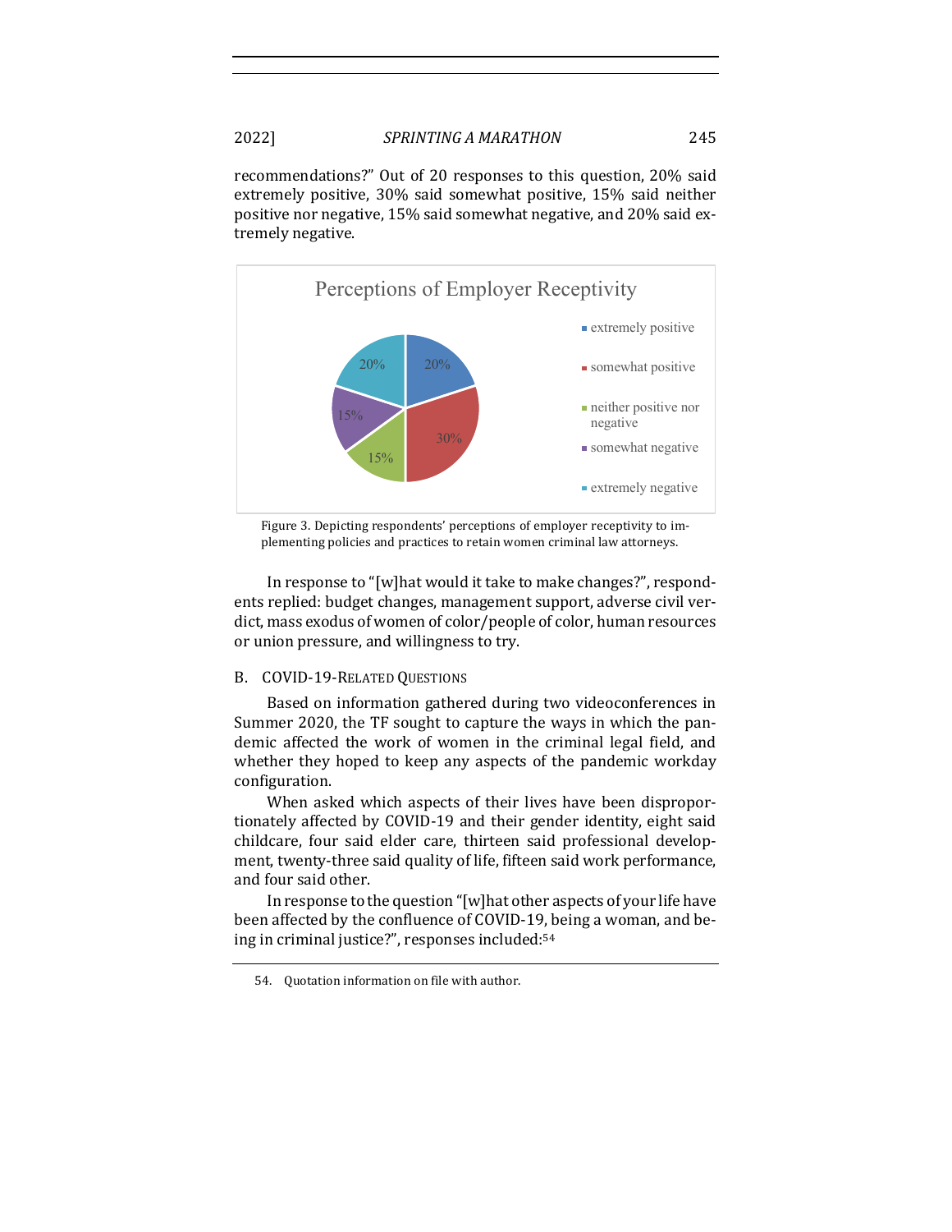recommendations?" Out of 20 responses to this question, 20% said extremely positive, 30% said somewhat positive, 15% said neither positive nor negative, 15% said somewhat negative, and 20% said extremely negative.

Figure 3. Depicting respondents' perceptions of employer receptivity to implementing policies and practices to retain women criminal law attorneys.

In response to "[w]hat would it take to make changes?", respondents replied: budget changes, management support, adverse civil verdict, mass exodus of women of color/people of color, human resources or union pressure, and willingness to try.

## B. COVID-19-Related Questions

Based on information gathered during two videoconferences in Summer 2020, the TF sought to capture the ways in which the pandemic affected the work of women in the criminal legal field, and whether they hoped to keep any aspects of the pandemic workday configuration.

When asked which aspects of their lives have been disproportionately affected by COVID-19 and their gender identity, eight said childcare, four said elder care, thirteen said professional development, twenty-three said quality of life, fifteen said work performance, and four said other.

In response to the question "[w]hat other aspects of your life have been affected by the confluence of COVID-19, being a woman, and being in criminal justice?", responses included:[54]

54. Quotation information on file with author.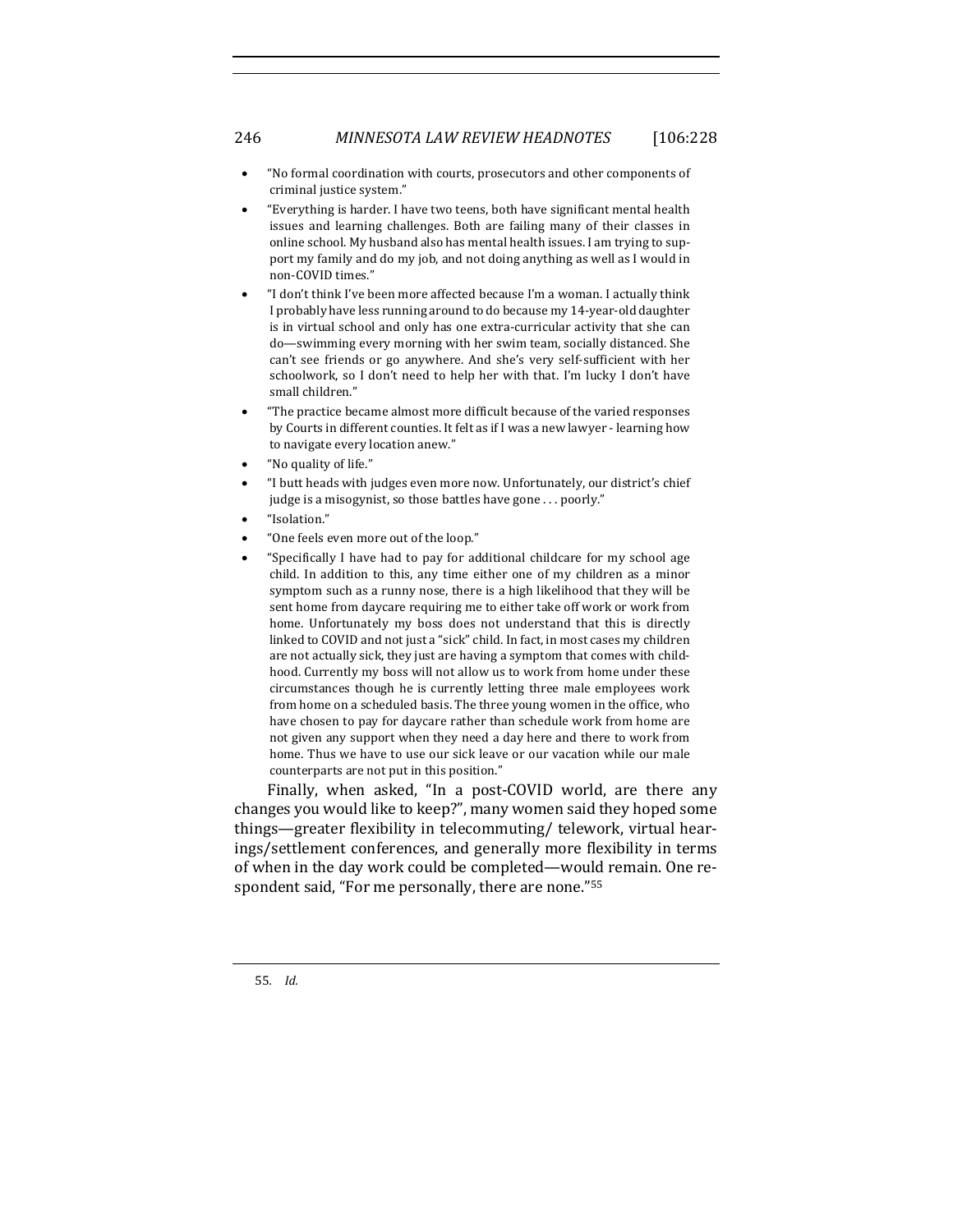- "No formal coordination with courts, prosecutors and other components of criminal justice system."
- "Everything is harder. I have two teens, both have significant mental health issues and learning challenges. Both are failing many of their classes in online school. My husband also has mental health issues. I am trying to support my family and do my job, and not doing anything as well as I would in non-COVID times."
- "I don't think I've been more affected because I'm a woman. I actually think I probably have less running around to do because my 14-year-old daughter is in virtual school and only has one extra-curricular activity that she can do—swimming every morning with her swim team, socially distanced. She can't see friends or go anywhere. And she's very self-sufficient with her schoolwork, so I don't need to help her with that. I'm lucky I don't have small children."
- "The practice became almost more difficult because of the varied responses by Courts in different counties. It felt as if I was a new lawyer - learning how to navigate every location anew."
- "No quality of life."
- "I butt heads with judges even more now. Unfortunately, our district's chief judge is a misogynist, so those battles have gone . . . poorly."
- "Isolation."
- "One feels even more out of the loop."
- "Specifically I have had to pay for additional childcare for my school age child. In addition to this, any time either one of my children as a minor symptom such as a runny nose, there is a high likelihood that they will be sent home from daycare requiring me to either take off work or work from home. Unfortunately my boss does not understand that this is directly linked to COVID and not just a "sick" child. In fact, in most cases my children are not actually sick, they just are having a symptom that comes with childhood. Currently my boss will not allow us to work from home under these circumstances though he is currently letting three male employees work from home on a scheduled basis. The three young women in the office, who have chosen to pay for daycare rather than schedule work from home are not given any support when they need a day here and there to work from home. Thus we have to use our sick leave or our vacation while our male counterparts are not put in this position."

Finally, when asked, "In a post-COVID world, are there any changes you would like to keep?", many women said they hoped some things—greater flexibility in telecommuting/ telework, virtual hearings/settlement conferences, and generally more flexibility in terms of when in the day work could be completed—would remain. One respondent said, "For me personally, there are none."[55]

---

55. *Id.*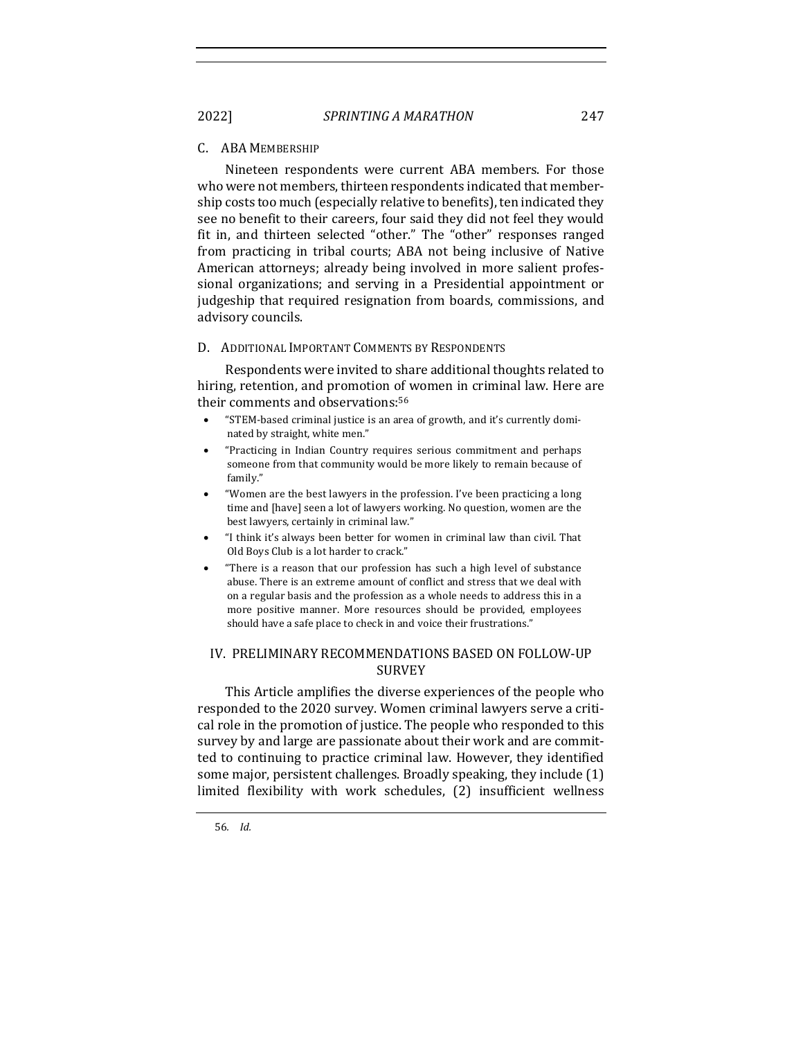### C. ABA MEMBERSHIP

Nineteen respondents were current ABA members. For those who were not members, thirteen respondents indicated that membership costs too much (especially relative to benefits), ten indicated they see no benefit to their careers, four said they did not feel they would fit in, and thirteen selected "other." The "other" responses ranged from practicing in tribal courts; ABA not being inclusive of Native American attorneys; already being involved in more salient professional organizations; and serving in a Presidential appointment or judgeship that required resignation from boards, commissions, and advisory councils.

### D. ADDITIONAL IMPORTANT COMMENTS BY RESPONDENTS

Respondents were invited to share additional thoughts related to hiring, retention, and promotion of women in criminal law. Here are their comments and observations:[56]

- "STEM-based criminal justice is an area of growth, and it's currently dominated by straight, white men."
- "Practicing in Indian Country requires serious commitment and perhaps someone from that community would be more likely to remain because of family."
- "Women are the best lawyers in the profession. I've been practicing a long time and [have] seen a lot of lawyers working. No question, women are the best lawyers, certainly in criminal law."
- "I think it's always been better for women in criminal law than civil. That Old Boys Club is a lot harder to crack."
- "There is a reason that our profession has such a high level of substance abuse. There is an extreme amount of conflict and stress that we deal with on a regular basis and the profession as a whole needs to address this in a more positive manner. More resources should be provided, employees should have a safe place to check in and voice their frustrations."

## IV. PRELIMINARY RECOMMENDATIONS BASED ON FOLLOW-UP SURVEY

This Article amplifies the diverse experiences of the people who responded to the 2020 survey. Women criminal lawyers serve a critical role in the promotion of justice. The people who responded to this survey by and large are passionate about their work and are committed to continuing to practice criminal law. However, they identified some major, persistent challenges. Broadly speaking, they include (1) limited flexibility with work schedules, (2) insufficient wellness

56. *Id.*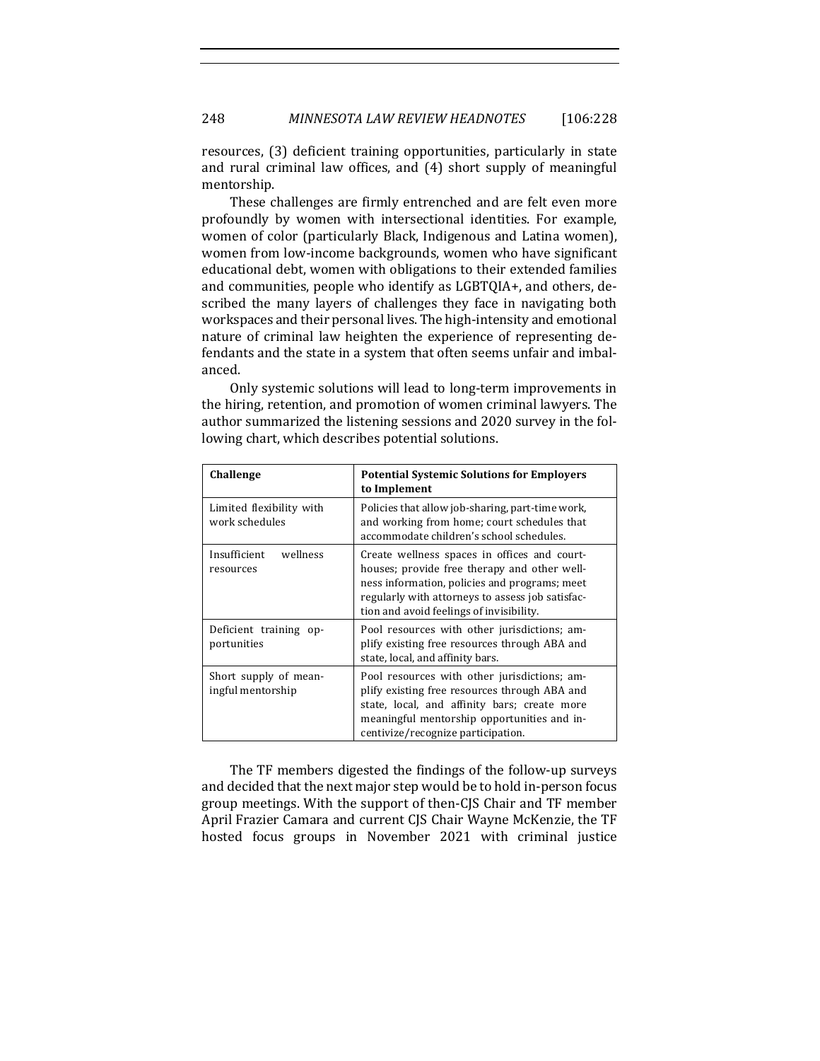resources, (3) deficient training opportunities, particularly in state and rural criminal law offices, and (4) short supply of meaningful mentorship.

These challenges are firmly entrenched and are felt even more profoundly by women with intersectional identities. For example, women of color (particularly Black, Indigenous and Latina women), women from low-income backgrounds, women who have significant educational debt, women with obligations to their extended families and communities, people who identify as LGBTQIA+, and others, described the many layers of challenges they face in navigating both workspaces and their personal lives. The high-intensity and emotional nature of criminal law heighten the experience of representing defendants and the state in a system that often seems unfair and imbalanced.

Only systemic solutions will lead to long-term improvements in the hiring, retention, and promotion of women criminal lawyers. The author summarized the listening sessions and 2020 survey in the following chart, which describes potential solutions.

| **Challenge** | **Potential Systemic Solutions for Employers to Implement** |
|---|---|
| Limited flexibility with work schedules | Policies that allow job-sharing, part-time work, and working from home; court schedules that accommodate children's school schedules. |
| Insufficient wellness resources | Create wellness spaces in offices and courthouses; provide free therapy and other wellness information, policies and programs; meet regularly with attorneys to assess job satisfaction and avoid feelings of invisibility. |
| Deficient training opportunities | Pool resources with other jurisdictions; amplify existing free resources through ABA and state, local, and affinity bars. |
| Short supply of meaningful mentorship | Pool resources with other jurisdictions; amplify existing free resources through ABA and state, local, and affinity bars; create more meaningful mentorship opportunities and incentivize/recognize participation. |

The TF members digested the findings of the follow-up surveys and decided that the next major step would be to hold in-person focus group meetings. With the support of then-CJS Chair and TF member April Frazier Camara and current CJS Chair Wayne McKenzie, the TF hosted focus groups in November 2021 with criminal justice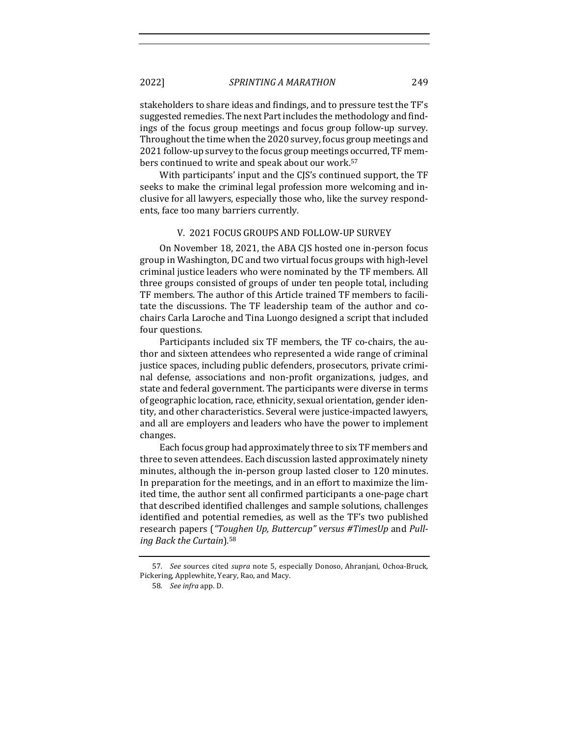stakeholders to share ideas and findings, and to pressure test the TF's suggested remedies. The next Part includes the methodology and findings of the focus group meetings and focus group follow-up survey. Throughout the time when the 2020 survey, focus group meetings and 2021 follow-up survey to the focus group meetings occurred, TF members continued to write and speak about our work.[57]

With participants' input and the CJS's continued support, the TF seeks to make the criminal legal profession more welcoming and inclusive for all lawyers, especially those who, like the survey respondents, face too many barriers currently.

## V. 2021 FOCUS GROUPS AND FOLLOW-UP SURVEY

On November 18, 2021, the ABA CJS hosted one in-person focus group in Washington, DC and two virtual focus groups with high-level criminal justice leaders who were nominated by the TF members. All three groups consisted of groups of under ten people total, including TF members. The author of this Article trained TF members to facilitate the discussions. The TF leadership team of the author and co-chairs Carla Laroche and Tina Luongo designed a script that included four questions.

Participants included six TF members, the TF co-chairs, the author and sixteen attendees who represented a wide range of criminal justice spaces, including public defenders, prosecutors, private criminal defense, associations and non-profit organizations, judges, and state and federal government. The participants were diverse in terms of geographic location, race, ethnicity, sexual orientation, gender identity, and other characteristics. Several were justice-impacted lawyers, and all are employers and leaders who have the power to implement changes.

Each focus group had approximately three to six TF members and three to seven attendees. Each discussion lasted approximately ninety minutes, although the in-person group lasted closer to 120 minutes. In preparation for the meetings, and in an effort to maximize the limited time, the author sent all confirmed participants a one-page chart that described identified challenges and sample solutions, challenges identified and potential remedies, as well as the TF's two published research papers (*"Toughen Up, Buttercup" versus #TimesUp* and *Pulling Back the Curtain*).[58]

---

57. *See* sources cited *supra* note 5, especially Donoso, Ahranjani, Ochoa-Bruck, Pickering, Applewhite, Yeary, Rao, and Macy.

58. *See infra* app. D.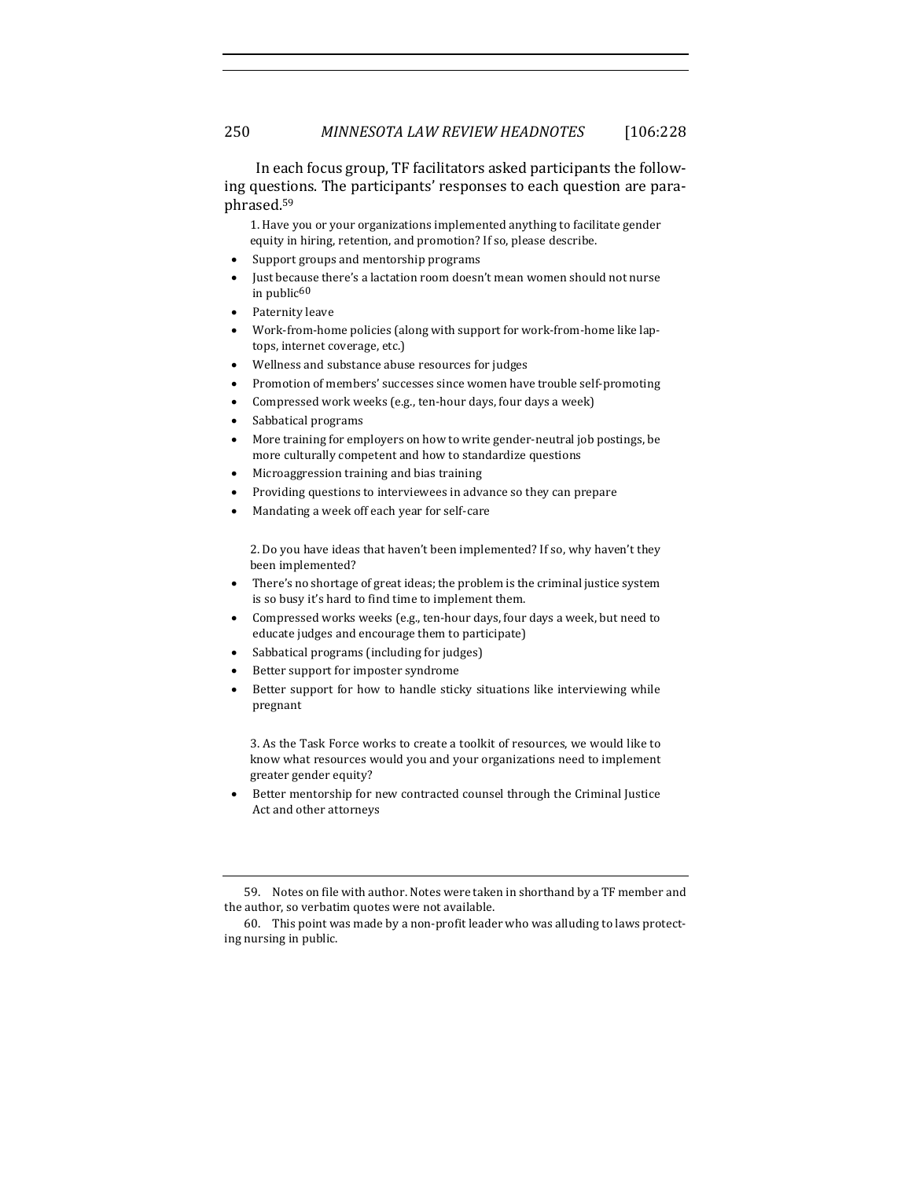In each focus group, TF facilitators asked participants the following questions. The participants' responses to each question are paraphrased.[59]

1. Have you or your organizations implemented anything to facilitate gender equity in hiring, retention, and promotion? If so, please describe.

- Support groups and mentorship programs
- Just because there's a lactation room doesn't mean women should not nurse in public[60]
- Paternity leave
- Work-from-home policies (along with support for work-from-home like laptops, internet coverage, etc.)
- Wellness and substance abuse resources for judges
- Promotion of members' successes since women have trouble self-promoting
- Compressed work weeks (e.g., ten-hour days, four days a week)
- Sabbatical programs
- More training for employers on how to write gender-neutral job postings, be more culturally competent and how to standardize questions
- Microaggression training and bias training
- Providing questions to interviewees in advance so they can prepare
- Mandating a week off each year for self-care

2. Do you have ideas that haven't been implemented? If so, why haven't they been implemented?

- There's no shortage of great ideas; the problem is the criminal justice system is so busy it's hard to find time to implement them.
- Compressed works weeks (e.g., ten-hour days, four days a week, but need to educate judges and encourage them to participate)
- Sabbatical programs (including for judges)
- Better support for imposter syndrome
- Better support for how to handle sticky situations like interviewing while pregnant

3. As the Task Force works to create a toolkit of resources, we would like to know what resources would you and your organizations need to implement greater gender equity?

- Better mentorship for new contracted counsel through the Criminal Justice Act and other attorneys

---

59. Notes on file with author. Notes were taken in shorthand by a TF member and the author, so verbatim quotes were not available.

60. This point was made by a non-profit leader who was alluding to laws protecting nursing in public.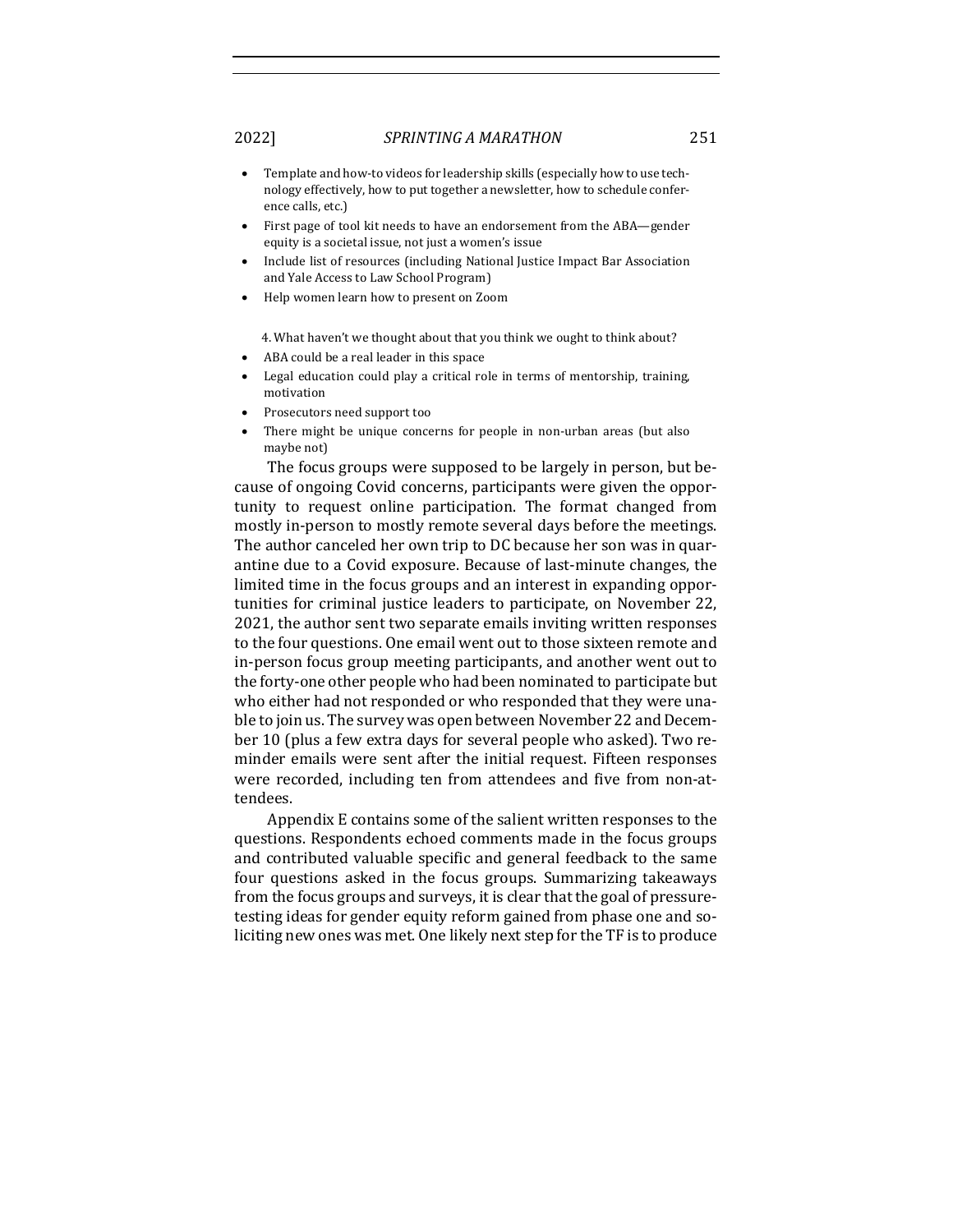- Template and how-to videos for leadership skills (especially how to use technology effectively, how to put together a newsletter, how to schedule conference calls, etc.)
- First page of tool kit needs to have an endorsement from the ABA—gender equity is a societal issue, not just a women's issue
- Include list of resources (including National Justice Impact Bar Association and Yale Access to Law School Program)
- Help women learn how to present on Zoom

4. What haven't we thought about that you think we ought to think about?

- ABA could be a real leader in this space
- Legal education could play a critical role in terms of mentorship, training, motivation
- Prosecutors need support too
- There might be unique concerns for people in non-urban areas (but also maybe not)

The focus groups were supposed to be largely in person, but because of ongoing Covid concerns, participants were given the opportunity to request online participation. The format changed from mostly in-person to mostly remote several days before the meetings. The author canceled her own trip to DC because her son was in quarantine due to a Covid exposure. Because of last-minute changes, the limited time in the focus groups and an interest in expanding opportunities for criminal justice leaders to participate, on November 22, 2021, the author sent two separate emails inviting written responses to the four questions. One email went out to those sixteen remote and in-person focus group meeting participants, and another went out to the forty-one other people who had been nominated to participate but who either had not responded or who responded that they were unable to join us. The survey was open between November 22 and December 10 (plus a few extra days for several people who asked). Two reminder emails were sent after the initial request. Fifteen responses were recorded, including ten from attendees and five from non-attendees.

Appendix E contains some of the salient written responses to the questions. Respondents echoed comments made in the focus groups and contributed valuable specific and general feedback to the same four questions asked in the focus groups. Summarizing takeaways from the focus groups and surveys, it is clear that the goal of pressure-testing ideas for gender equity reform gained from phase one and soliciting new ones was met. One likely next step for the TF is to produce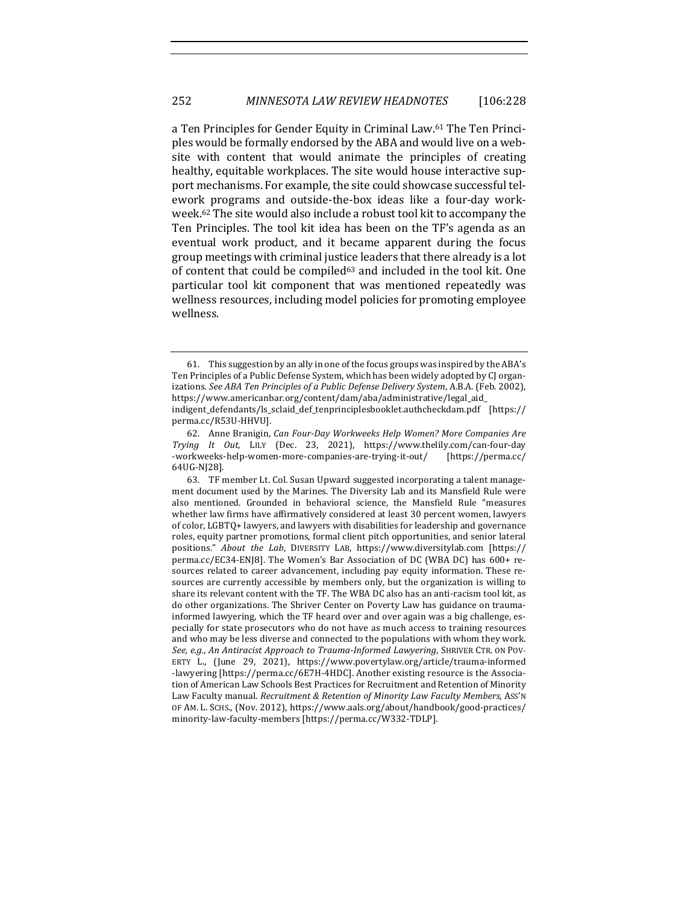a Ten Principles for Gender Equity in Criminal Law.[61] The Ten Principles would be formally endorsed by the ABA and would live on a website with content that would animate the principles of creating healthy, equitable workplaces. The site would house interactive support mechanisms. For example, the site could showcase successful telework programs and outside-the-box ideas like a four-day workweek.[62] The site would also include a robust tool kit to accompany the Ten Principles. The tool kit idea has been on the TF's agenda as an eventual work product, and it became apparent during the focus group meetings with criminal justice leaders that there already is a lot of content that could be compiled[63] and included in the tool kit. One particular tool kit component that was mentioned repeatedly was wellness resources, including model policies for promoting employee wellness.

---

61. This suggestion by an ally in one of the focus groups was inspired by the ABA's Ten Principles of a Public Defense System, which has been widely adopted by CJ organizations. *See ABA Ten Principles of a Public Defense Delivery System*, A.B.A. (Feb. 2002), https://www.americanbar.org/content/dam/aba/administrative/legal_aid_indigent_defendants/ls_sclaid_def_tenprinciplesbooklet.authcheckdam.pdf [https://perma.cc/R53U-HHVU].

62. Anne Branigin, *Can Four-Day Workweeks Help Women? More Companies Are Trying It Out*, LILY (Dec. 23, 2021), https://www.thelily.com/can-four-day-workweeks-help-women-more-companies-are-trying-it-out/ [https://perma.cc/64UG-NJ28].

63. TF member Lt. Col. Susan Upward suggested incorporating a talent management document used by the Marines. The Diversity Lab and its Mansfield Rule were also mentioned. Grounded in behavioral science, the Mansfield Rule "measures whether law firms have affirmatively considered at least 30 percent women, lawyers of color, LGBTQ+ lawyers, and lawyers with disabilities for leadership and governance roles, equity partner promotions, formal client pitch opportunities, and senior lateral positions." *About the Lab*, DIVERSITY LAB, https://www.diversitylab.com [https://perma.cc/EC34-ENJ8]. The Women's Bar Association of DC (WBA DC) has 600+ resources related to career advancement, including pay equity information. These resources are currently accessible by members only, but the organization is willing to share its relevant content with the TF. The WBA DC also has an anti-racism tool kit, as do other organizations. The Shriver Center on Poverty Law has guidance on trauma-informed lawyering, which the TF heard over and over again was a big challenge, especially for state prosecutors who do not have as much access to training resources and who may be less diverse and connected to the populations with whom they work. *See, e.g.*, *An Antiracist Approach to Trauma-Informed Lawyering*, SHRIVER CTR. ON POVERTY L., (June 29, 2021), https://www.povertylaw.org/article/trauma-informed-lawyering [https://perma.cc/6E7H-4HDC]. Another existing resource is the Association of American Law Schools Best Practices for Recruitment and Retention of Minority Law Faculty manual. *Recruitment & Retention of Minority Law Faculty Members*, ASS'N OF AM. L. SCHS., (Nov. 2012), https://www.aals.org/about/handbook/good-practices/minority-law-faculty-members [https://perma.cc/W332-TDLP].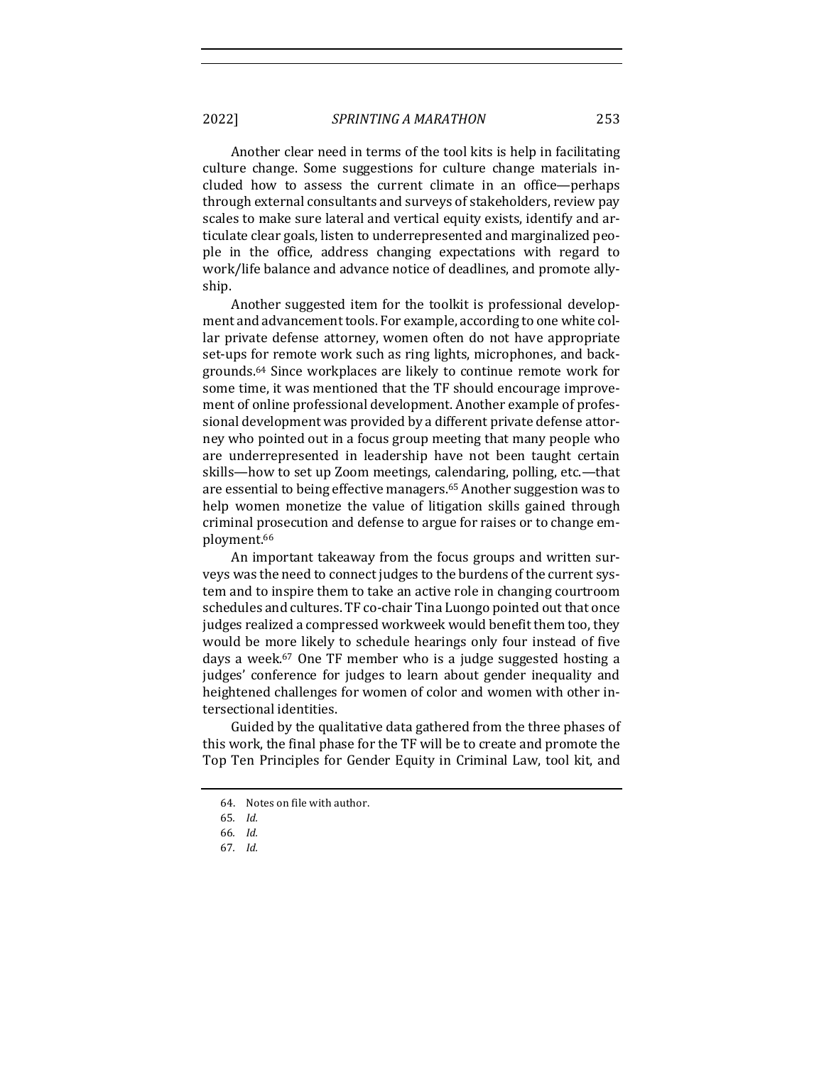Another clear need in terms of the tool kits is help in facilitating culture change. Some suggestions for culture change materials included how to assess the current climate in an office—perhaps through external consultants and surveys of stakeholders, review pay scales to make sure lateral and vertical equity exists, identify and articulate clear goals, listen to underrepresented and marginalized people in the office, address changing expectations with regard to work/life balance and advance notice of deadlines, and promote allyship.

Another suggested item for the toolkit is professional development and advancement tools. For example, according to one white collar private defense attorney, women often do not have appropriate set-ups for remote work such as ring lights, microphones, and backgrounds.[64] Since workplaces are likely to continue remote work for some time, it was mentioned that the TF should encourage improvement of online professional development. Another example of professional development was provided by a different private defense attorney who pointed out in a focus group meeting that many people who are underrepresented in leadership have not been taught certain skills—how to set up Zoom meetings, calendaring, polling, etc.—that are essential to being effective managers.[65] Another suggestion was to help women monetize the value of litigation skills gained through criminal prosecution and defense to argue for raises or to change employment.[66]

An important takeaway from the focus groups and written surveys was the need to connect judges to the burdens of the current system and to inspire them to take an active role in changing courtroom schedules and cultures. TF co-chair Tina Luongo pointed out that once judges realized a compressed workweek would benefit them too, they would be more likely to schedule hearings only four instead of five days a week.[67] One TF member who is a judge suggested hosting a judges' conference for judges to learn about gender inequality and heightened challenges for women of color and women with other intersectional identities.

Guided by the qualitative data gathered from the three phases of this work, the final phase for the TF will be to create and promote the Top Ten Principles for Gender Equity in Criminal Law, tool kit, and

---

64. Notes on file with author.

65. *Id.*

66. *Id.*

67. *Id.*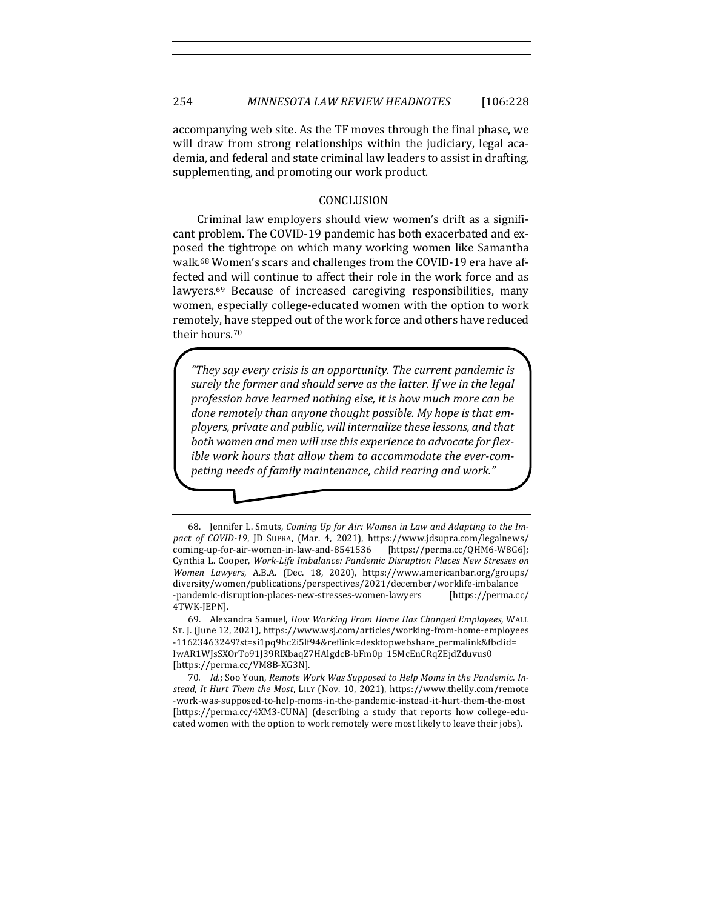accompanying web site. As the TF moves through the final phase, we will draw from strong relationships within the judiciary, legal academia, and federal and state criminal law leaders to assist in drafting, supplementing, and promoting our work product.

## CONCLUSION

Criminal law employers should view women's drift as a significant problem. The COVID-19 pandemic has both exacerbated and exposed the tightrope on which many working women like Samantha walk.[68] Women's scars and challenges from the COVID-19 era have affected and will continue to affect their role in the work force and as lawyers.[69] Because of increased caregiving responsibilities, many women, especially college-educated women with the option to work remotely, have stepped out of the work force and others have reduced their hours.[70]

> *"They say every crisis is an opportunity. The current pandemic is surely the former and should serve as the latter. If we in the legal profession have learned nothing else, it is how much more can be done remotely than anyone thought possible. My hope is that employers, private and public, will internalize these lessons, and that both women and men will use this experience to advocate for flexible work hours that allow them to accommodate the ever-competing needs of family maintenance, child rearing and work."*

---

68. Jennifer L. Smuts, *Coming Up for Air: Women in Law and Adapting to the Impact of COVID-19*, JD SUPRA, (Mar. 4, 2021), https://www.jdsupra.com/legalnews/coming-up-for-air-women-in-law-and-8541536 [https://perma.cc/QHM6-W8G6]; Cynthia L. Cooper, *Work-Life Imbalance: Pandemic Disruption Places New Stresses on Women Lawyers*, A.B.A. (Dec. 18, 2020), https://www.americanbar.org/groups/diversity/women/publications/perspectives/2021/december/worklife-imbalance-pandemic-disruption-places-new-stresses-women-lawyers [https://perma.cc/4TWK-JEPN].

69. Alexandra Samuel, *How Working From Home Has Changed Employees*, WALL ST. J. (June 12, 2021), https://www.wsj.com/articles/working-from-home-employees-11623463249?st=si1pq9hc2i5lf94&reflink=desktopwebshare_permalink&fbclid=IwAR1WJsSXOrTo91J39RlXbaqZ7HAlgdcB-bFm0p_15McEnCRqZEjdZduvus0 [https://perma.cc/VM8B-XG3N].

70. *Id.*; Soo Youn, *Remote Work Was Supposed to Help Moms in the Pandemic. Instead, It Hurt Them the Most*, LILY (Nov. 10, 2021), https://www.thelily.com/remote-work-was-supposed-to-help-moms-in-the-pandemic-instead-it-hurt-them-the-most [https://perma.cc/4XM3-CUNA] (describing a study that reports how college-educated women with the option to work remotely were most likely to leave their jobs).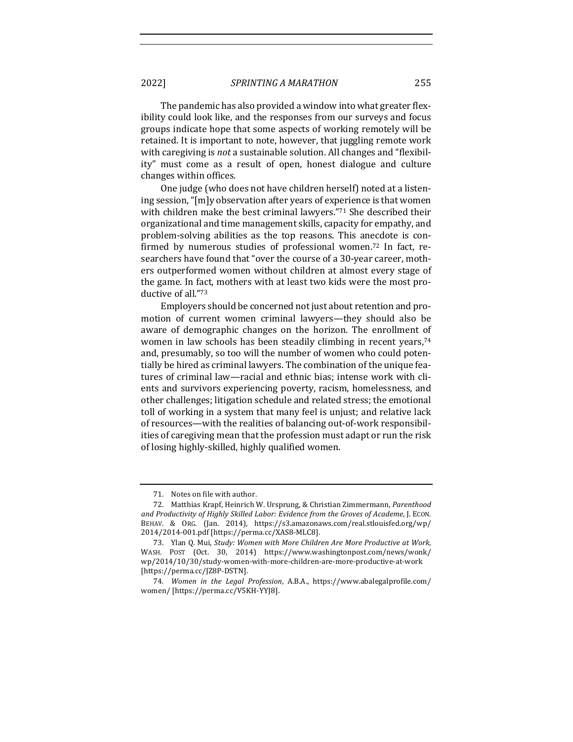The pandemic has also provided a window into what greater flexibility could look like, and the responses from our surveys and focus groups indicate hope that some aspects of working remotely will be retained. It is important to note, however, that juggling remote work with caregiving is *not* a sustainable solution. All changes and "flexibility" must come as a result of open, honest dialogue and culture changes within offices.

One judge (who does not have children herself) noted at a listening session, "[m]y observation after years of experience is that women with children make the best criminal lawyers."[71] She described their organizational and time management skills, capacity for empathy, and problem-solving abilities as the top reasons. This anecdote is confirmed by numerous studies of professional women.[72] In fact, researchers have found that "over the course of a 30-year career, mothers outperformed women without children at almost every stage of the game. In fact, mothers with at least two kids were the most productive of all."[73]

Employers should be concerned not just about retention and promotion of current women criminal lawyers—they should also be aware of demographic changes on the horizon. The enrollment of women in law schools has been steadily climbing in recent years,[74] and, presumably, so too will the number of women who could potentially be hired as criminal lawyers. The combination of the unique features of criminal law—racial and ethnic bias; intense work with clients and survivors experiencing poverty, racism, homelessness, and other challenges; litigation schedule and related stress; the emotional toll of working in a system that many feel is unjust; and relative lack of resources—with the realities of balancing out-of-work responsibilities of caregiving mean that the profession must adapt or run the risk of losing highly-skilled, highly qualified women.

---

71. Notes on file with author.

72. Matthias Krapf, Heinrich W. Ursprung, & Christian Zimmermann, *Parenthood and Productivity of Highly Skilled Labor: Evidence from the Groves of Academe*, J. ECON. BEHAV. & ORG. (Jan. 2014), https://s3.amazonaws.com/real.stlouisfed.org/wp/2014/2014-001.pdf [https://perma.cc/XAS8-MLC8].

73. Ylan Q. Mui, *Study: Women with More Children Are More Productive at Work*, WASH. POST (Oct. 30, 2014) https://www.washingtonpost.com/news/wonk/wp/2014/10/30/study-women-with-more-children-are-more-productive-at-work [https://perma.cc/JZ8P-DSTN].

74. *Women in the Legal Profession*, A.B.A., https://www.abalegalprofile.com/women/ [https://perma.cc/V5KH-YYJ8].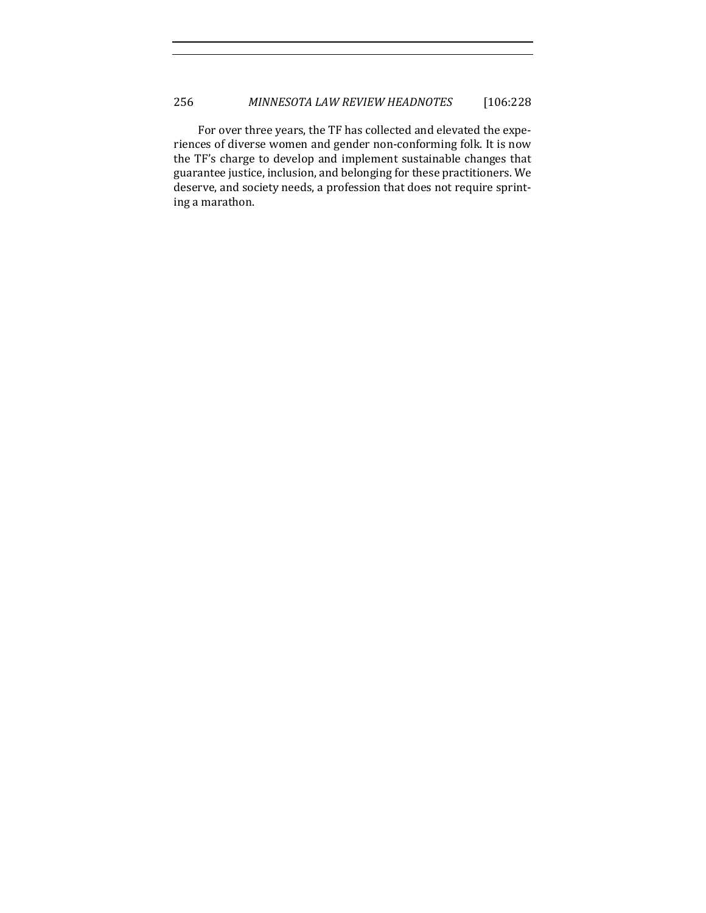For over three years, the TF has collected and elevated the experiences of diverse women and gender non-conforming folk. It is now the TF's charge to develop and implement sustainable changes that guarantee justice, inclusion, and belonging for these practitioners. We deserve, and society needs, a profession that does not require sprinting a marathon.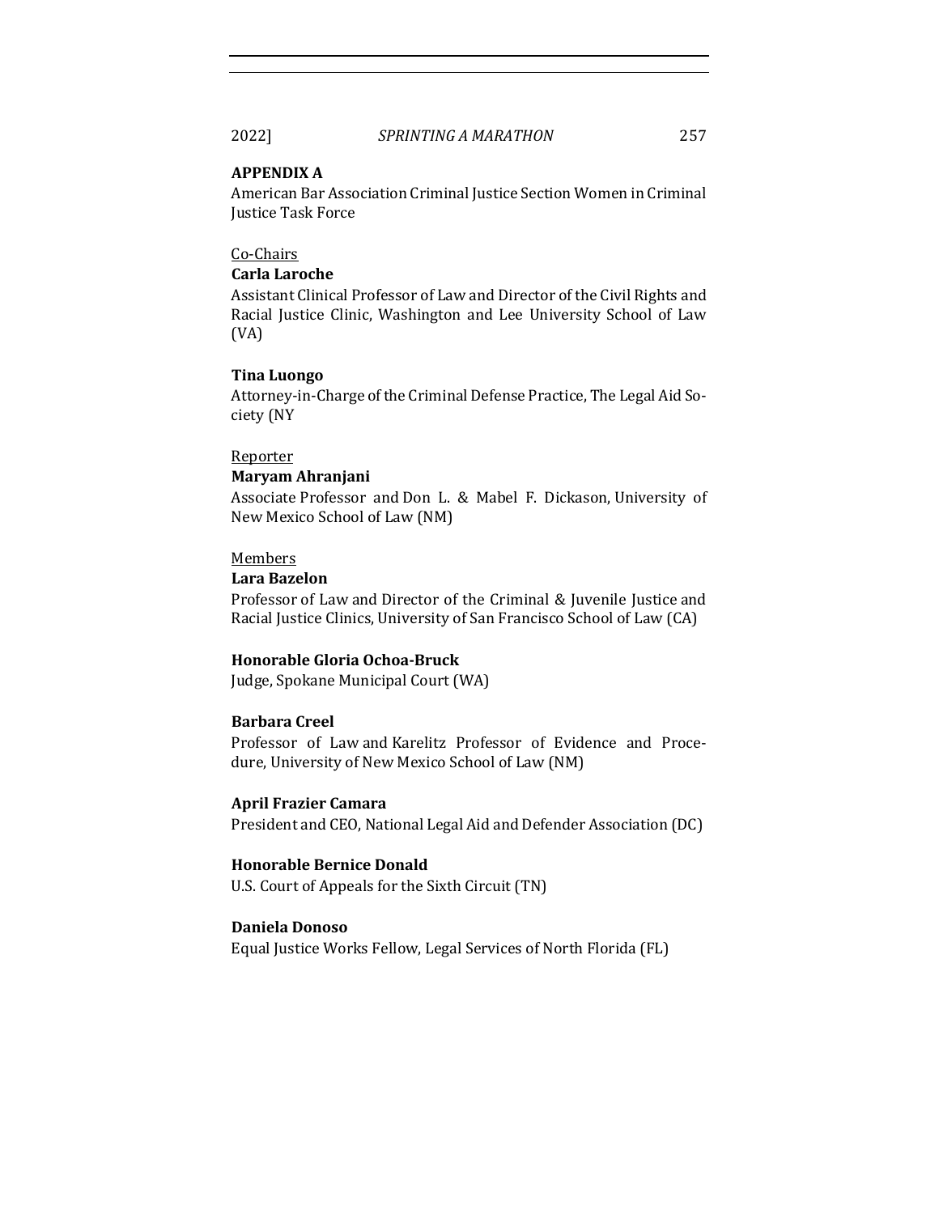**APPENDIX A**

American Bar Association Criminal Justice Section Women in Criminal Justice Task Force

Co-Chairs

**Carla Laroche**

Assistant Clinical Professor of Law and Director of the Civil Rights and Racial Justice Clinic, Washington and Lee University School of Law (VA)

**Tina Luongo**

Attorney-in-Charge of the Criminal Defense Practice, The Legal Aid Society (NY

Reporter

**Maryam Ahranjani**

Associate Professor and Don L. & Mabel F. Dickason, University of New Mexico School of Law (NM)

Members

**Lara Bazelon**

Professor of Law and Director of the Criminal & Juvenile Justice and Racial Justice Clinics, University of San Francisco School of Law (CA)

**Honorable Gloria Ochoa-Bruck**

Judge, Spokane Municipal Court (WA)

**Barbara Creel**

Professor of Law and Karelitz Professor of Evidence and Procedure, University of New Mexico School of Law (NM)

**April Frazier Camara**

President and CEO, National Legal Aid and Defender Association (DC)

**Honorable Bernice Donald**

U.S. Court of Appeals for the Sixth Circuit (TN)

**Daniela Donoso**

Equal Justice Works Fellow, Legal Services of North Florida (FL)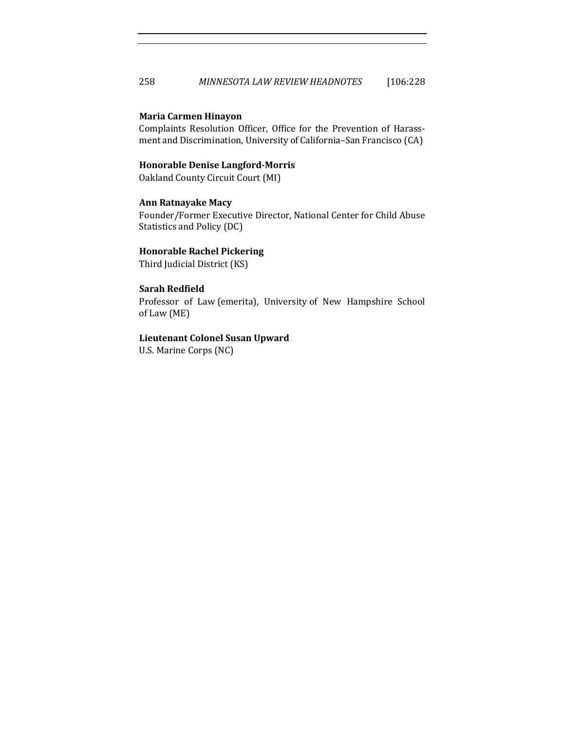**Maria Carmen Hinayon**
Complaints Resolution Officer, Office for the Prevention of Harassment and Discrimination, University of California–San Francisco (CA)

**Honorable Denise Langford-Morris**
Oakland County Circuit Court (MI)

**Ann Ratnayake Macy**
Founder/Former Executive Director, National Center for Child Abuse Statistics and Policy (DC)

**Honorable Rachel Pickering**
Third Judicial District (KS)

**Sarah Redfield**
Professor of Law (emerita), University of New Hampshire School of Law (ME)

**Lieutenant Colonel Susan Upward**
U.S. Marine Corps (NC)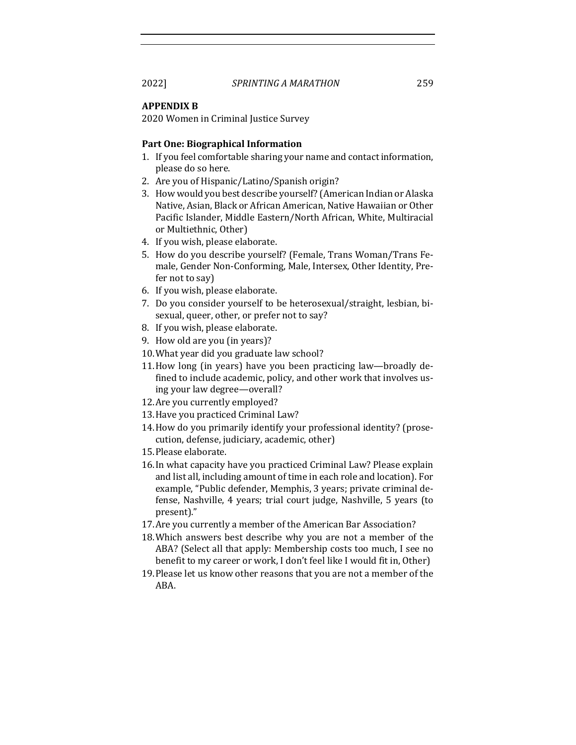**APPENDIX B**

2020 Women in Criminal Justice Survey

**Part One: Biographical Information**

1. If you feel comfortable sharing your name and contact information, please do so here.
2. Are you of Hispanic/Latino/Spanish origin?
3. How would you best describe yourself? (American Indian or Alaska Native, Asian, Black or African American, Native Hawaiian or Other Pacific Islander, Middle Eastern/North African, White, Multiracial or Multiethnic, Other)
4. If you wish, please elaborate.
5. How do you describe yourself? (Female, Trans Woman/Trans Female, Gender Non-Conforming, Male, Intersex, Other Identity, Prefer not to say)
6. If you wish, please elaborate.
7. Do you consider yourself to be heterosexual/straight, lesbian, bisexual, queer, other, or prefer not to say?
8. If you wish, please elaborate.
9. How old are you (in years)?
10. What year did you graduate law school?
11. How long (in years) have you been practicing law—broadly defined to include academic, policy, and other work that involves using your law degree—overall?
12. Are you currently employed?
13. Have you practiced Criminal Law?
14. How do you primarily identify your professional identity? (prosecution, defense, judiciary, academic, other)
15. Please elaborate.
16. In what capacity have you practiced Criminal Law? Please explain and list all, including amount of time in each role and location). For example, "Public defender, Memphis, 3 years; private criminal defense, Nashville, 4 years; trial court judge, Nashville, 5 years (to present)."
17. Are you currently a member of the American Bar Association?
18. Which answers best describe why you are not a member of the ABA? (Select all that apply: Membership costs too much, I see no benefit to my career or work, I don't feel like I would fit in, Other)
19. Please let us know other reasons that you are not a member of the ABA.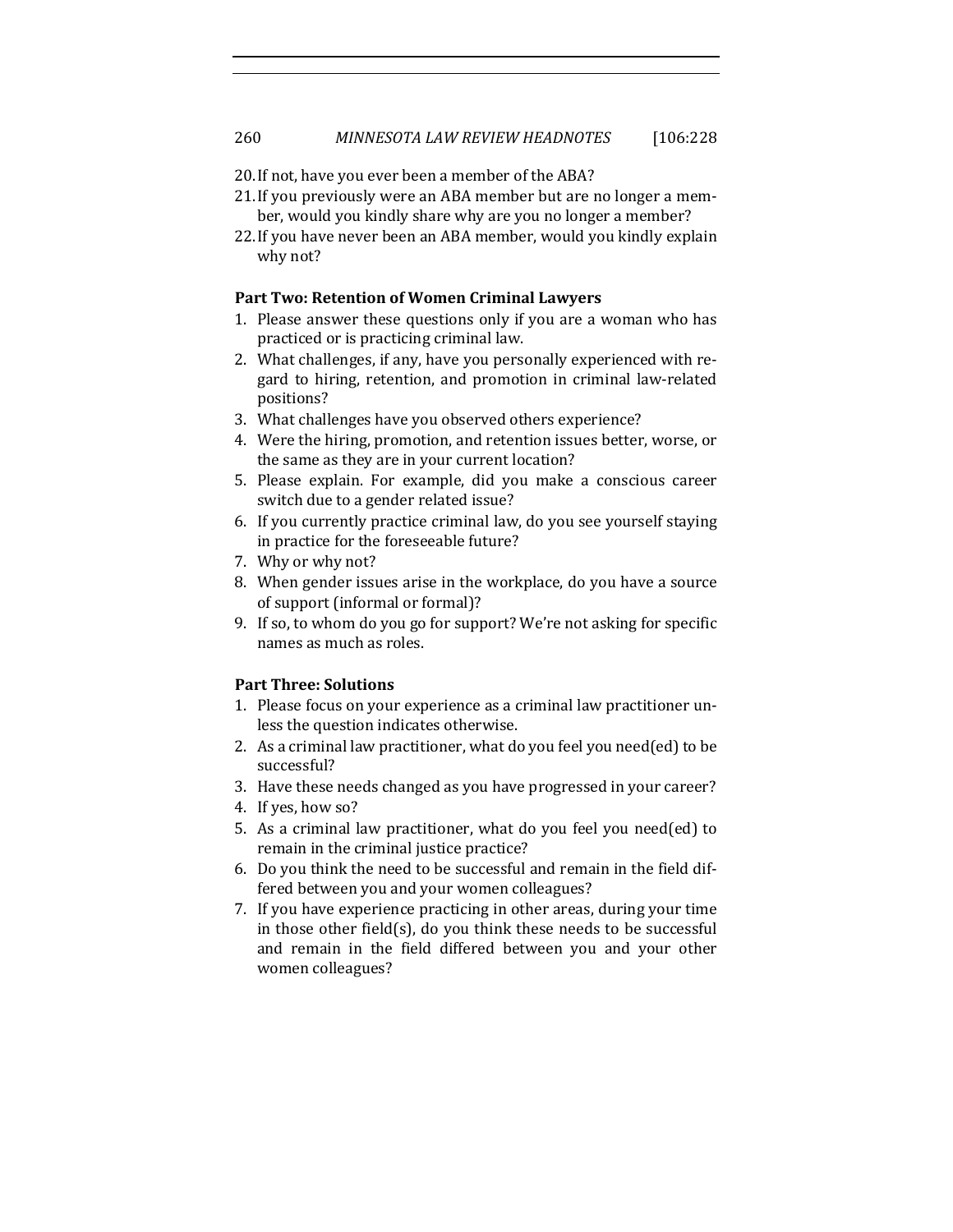20. If not, have you ever been a member of the ABA?
21. If you previously were an ABA member but are no longer a member, would you kindly share why are you no longer a member?
22. If you have never been an ABA member, would you kindly explain why not?

**Part Two: Retention of Women Criminal Lawyers**

1. Please answer these questions only if you are a woman who has practiced or is practicing criminal law.
2. What challenges, if any, have you personally experienced with regard to hiring, retention, and promotion in criminal law-related positions?
3. What challenges have you observed others experience?
4. Were the hiring, promotion, and retention issues better, worse, or the same as they are in your current location?
5. Please explain. For example, did you make a conscious career switch due to a gender related issue?
6. If you currently practice criminal law, do you see yourself staying in practice for the foreseeable future?
7. Why or why not?
8. When gender issues arise in the workplace, do you have a source of support (informal or formal)?
9. If so, to whom do you go for support? We're not asking for specific names as much as roles.

**Part Three: Solutions**

1. Please focus on your experience as a criminal law practitioner unless the question indicates otherwise.
2. As a criminal law practitioner, what do you feel you need(ed) to be successful?
3. Have these needs changed as you have progressed in your career?
4. If yes, how so?
5. As a criminal law practitioner, what do you feel you need(ed) to remain in the criminal justice practice?
6. Do you think the need to be successful and remain in the field differed between you and your women colleagues?
7. If you have experience practicing in other areas, during your time in those other field(s), do you think these needs to be successful and remain in the field differed between you and your other women colleagues?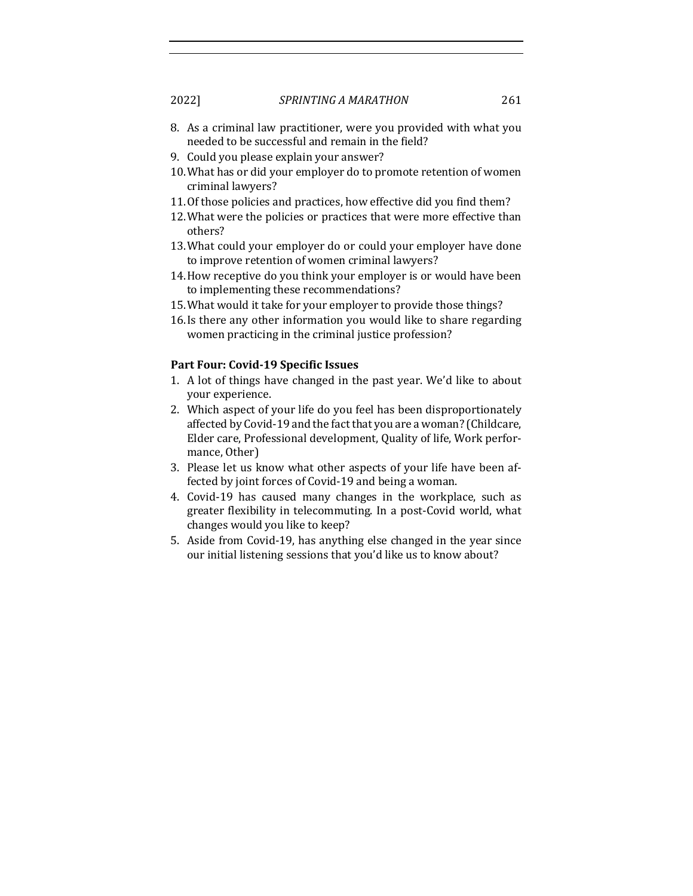8. As a criminal law practitioner, were you provided with what you needed to be successful and remain in the field?
9. Could you please explain your answer?
10. What has or did your employer do to promote retention of women criminal lawyers?
11. Of those policies and practices, how effective did you find them?
12. What were the policies or practices that were more effective than others?
13. What could your employer do or could your employer have done to improve retention of women criminal lawyers?
14. How receptive do you think your employer is or would have been to implementing these recommendations?
15. What would it take for your employer to provide those things?
16. Is there any other information you would like to share regarding women practicing in the criminal justice profession?

**Part Four: Covid-19 Specific Issues**

1. A lot of things have changed in the past year. We'd like to about your experience.
2. Which aspect of your life do you feel has been disproportionately affected by Covid-19 and the fact that you are a woman? (Childcare, Elder care, Professional development, Quality of life, Work performance, Other)
3. Please let us know what other aspects of your life have been affected by joint forces of Covid-19 and being a woman.
4. Covid-19 has caused many changes in the workplace, such as greater flexibility in telecommuting. In a post-Covid world, what changes would you like to keep?
5. Aside from Covid-19, has anything else changed in the year since our initial listening sessions that you'd like us to know about?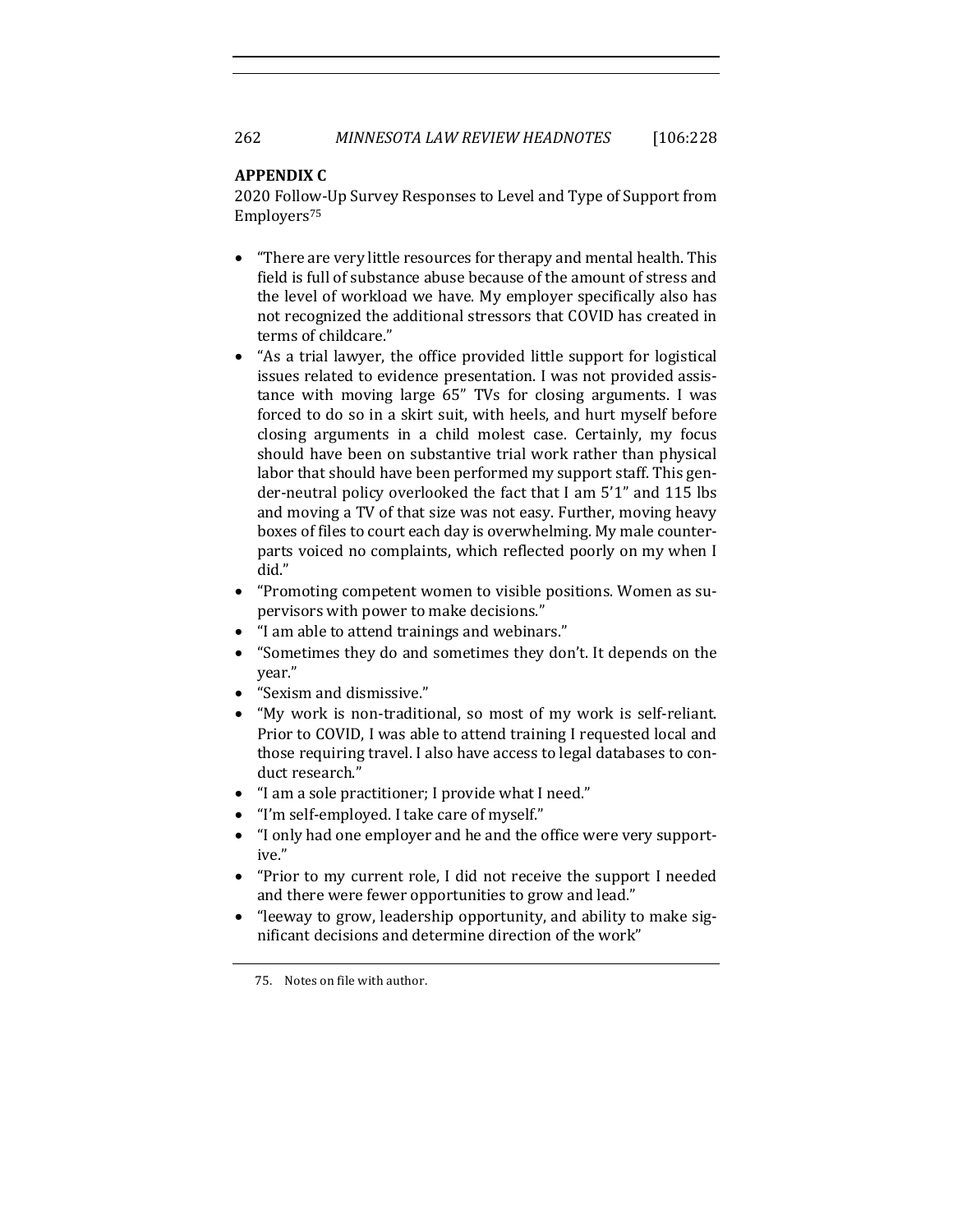## APPENDIX C

2020 Follow-Up Survey Responses to Level and Type of Support from Employers[75]

- "There are very little resources for therapy and mental health. This field is full of substance abuse because of the amount of stress and the level of workload we have. My employer specifically also has not recognized the additional stressors that COVID has created in terms of childcare."
- "As a trial lawyer, the office provided little support for logistical issues related to evidence presentation. I was not provided assistance with moving large 65" TVs for closing arguments. I was forced to do so in a skirt suit, with heels, and hurt myself before closing arguments in a child molest case. Certainly, my focus should have been on substantive trial work rather than physical labor that should have been performed my support staff. This gender-neutral policy overlooked the fact that I am 5'1" and 115 lbs and moving a TV of that size was not easy. Further, moving heavy boxes of files to court each day is overwhelming. My male counterparts voiced no complaints, which reflected poorly on my when I did."
- "Promoting competent women to visible positions. Women as supervisors with power to make decisions."
- "I am able to attend trainings and webinars."
- "Sometimes they do and sometimes they don't. It depends on the year."
- "Sexism and dismissive."
- "My work is non-traditional, so most of my work is self-reliant. Prior to COVID, I was able to attend training I requested local and those requiring travel. I also have access to legal databases to conduct research."
- "I am a sole practitioner; I provide what I need."
- "I'm self-employed. I take care of myself."
- "I only had one employer and he and the office were very supportive."
- "Prior to my current role, I did not receive the support I needed and there were fewer opportunities to grow and lead."
- "leeway to grow, leadership opportunity, and ability to make significant decisions and determine direction of the work"

75. Notes on file with author.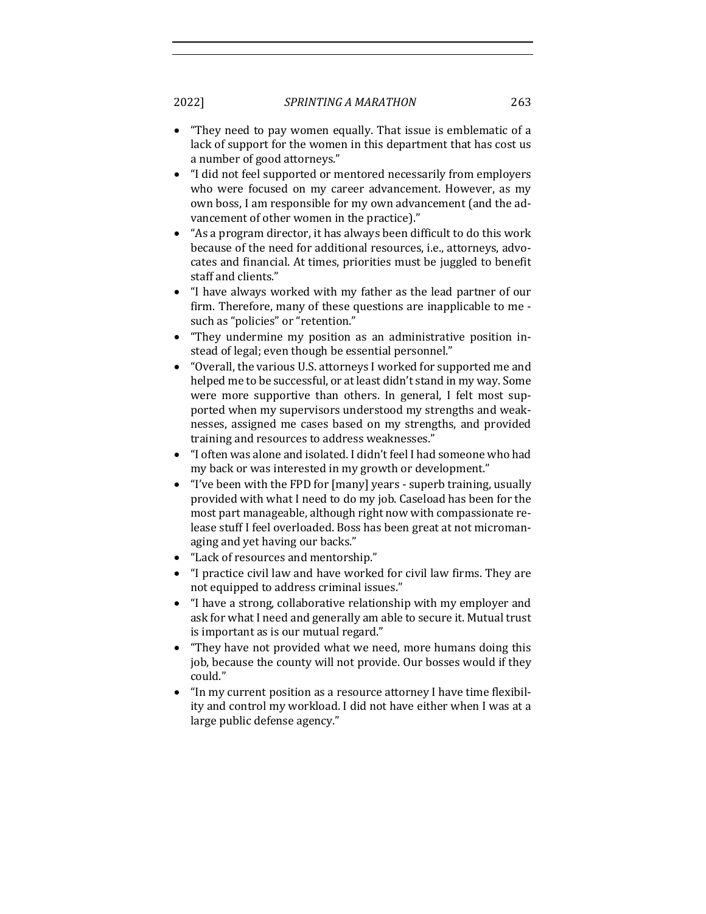- "They need to pay women equally. That issue is emblematic of a lack of support for the women in this department that has cost us a number of good attorneys."
- "I did not feel supported or mentored necessarily from employers who were focused on my career advancement. However, as my own boss, I am responsible for my own advancement (and the advancement of other women in the practice)."
- "As a program director, it has always been difficult to do this work because of the need for additional resources, i.e., attorneys, advocates and financial. At times, priorities must be juggled to benefit staff and clients."
- "I have always worked with my father as the lead partner of our firm. Therefore, many of these questions are inapplicable to me - such as "policies" or "retention."
- "They undermine my position as an administrative position instead of legal; even though be essential personnel."
- "Overall, the various U.S. attorneys I worked for supported me and helped me to be successful, or at least didn't stand in my way. Some were more supportive than others. In general, I felt most supported when my supervisors understood my strengths and weaknesses, assigned me cases based on my strengths, and provided training and resources to address weaknesses."
- "I often was alone and isolated. I didn't feel I had someone who had my back or was interested in my growth or development."
- "I've been with the FPD for [many] years - superb training, usually provided with what I need to do my job. Caseload has been for the most part manageable, although right now with compassionate release stuff I feel overloaded. Boss has been great at not micromanaging and yet having our backs."
- "Lack of resources and mentorship."
- "I practice civil law and have worked for civil law firms. They are not equipped to address criminal issues."
- "I have a strong, collaborative relationship with my employer and ask for what I need and generally am able to secure it. Mutual trust is important as is our mutual regard."
- "They have not provided what we need, more humans doing this job, because the county will not provide. Our bosses would if they could."
- "In my current position as a resource attorney I have time flexibility and control my workload. I did not have either when I was at a large public defense agency."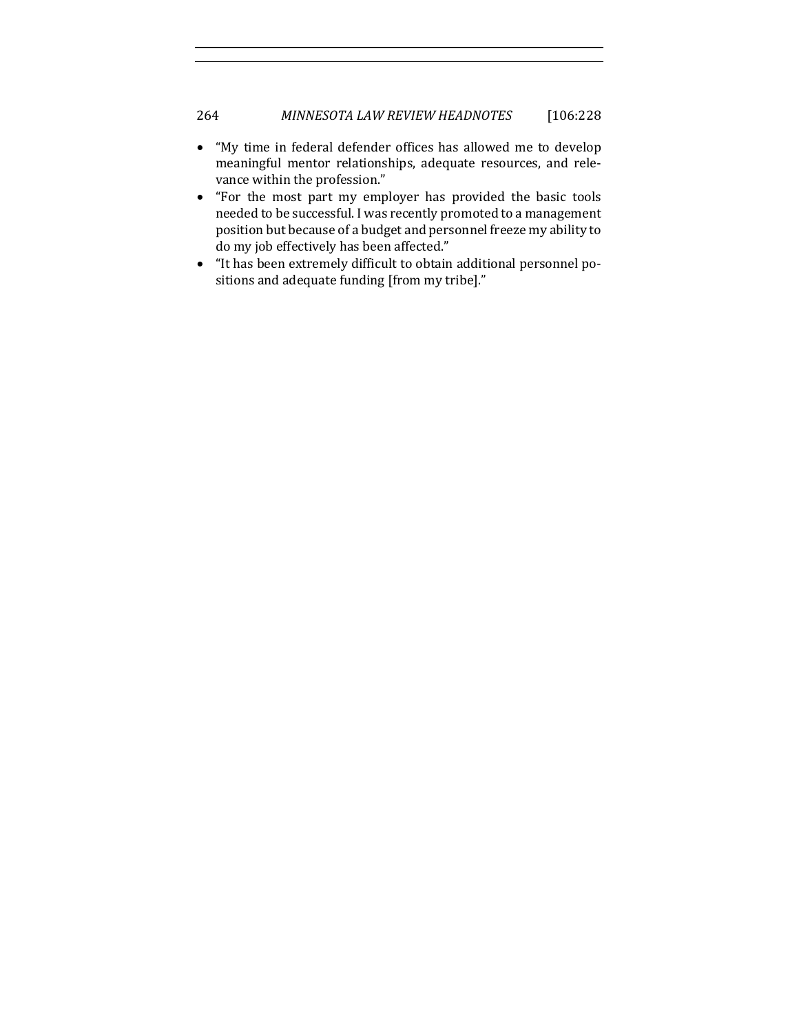- "My time in federal defender offices has allowed me to develop meaningful mentor relationships, adequate resources, and relevance within the profession."
- "For the most part my employer has provided the basic tools needed to be successful. I was recently promoted to a management position but because of a budget and personnel freeze my ability to do my job effectively has been affected."
- "It has been extremely difficult to obtain additional personnel positions and adequate funding [from my tribe]."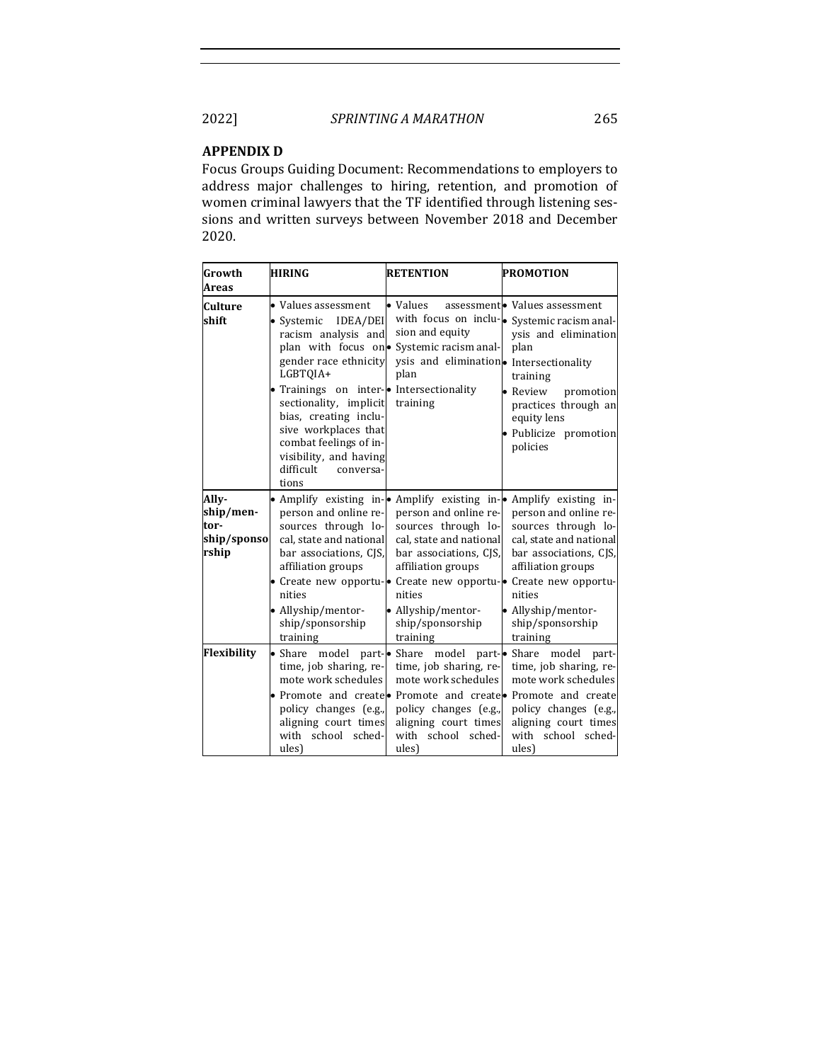## APPENDIX D

Focus Groups Guiding Document: Recommendations to employers to address major challenges to hiring, retention, and promotion of women criminal lawyers that the TF identified through listening sessions and written surveys between November 2018 and December 2020.

| Growth Areas | HIRING | RETENTION | PROMOTION |
|---|---|---|---|
| **Culture shift** | • Values assessment<br>• Systemic IDEA/DEI racism analysis and plan with focus on gender race ethnicity LGBTQIA+<br>• Trainings on intersectionality, implicit bias, creating inclusive workplaces that combat feelings of invisibility, and having difficult conversations | • Values assessment with focus on inclusion and equity<br>• Systemic racism analysis and elimination plan<br>• Intersectionality training | • Values assessment<br>• Systemic racism analysis and elimination plan<br>• Intersectionality training<br>• Review promotion practices through an equity lens<br>• Publicize promotion policies |
| **Allyship/mentorship/sponsorship** | • Amplify existing in-person and online resources through local, state and national bar associations, CJS, affiliation groups<br>• Create new opportunities<br>• Allyship/mentorship/sponsorship training | • Amplify existing in-person and online resources through local, state and national bar associations, CJS, affiliation groups<br>• Create new opportunities<br>• Allyship/mentorship/sponsorship training | • Amplify existing in-person and online resources through local, state and national bar associations, CJS, affiliation groups<br>• Create new opportunities<br>• Allyship/mentorship/sponsorship training |
| **Flexibility** | • Share model part-time, job sharing, remote work schedules<br>• Promote and create policy changes (e.g., aligning court times with school schedules) | • Share model part-time, job sharing, remote work schedules<br>• Promote and create policy changes (e.g., aligning court times with school schedules) | • Share model part-time, job sharing, remote work schedules<br>• Promote and create policy changes (e.g., aligning court times with school schedules) |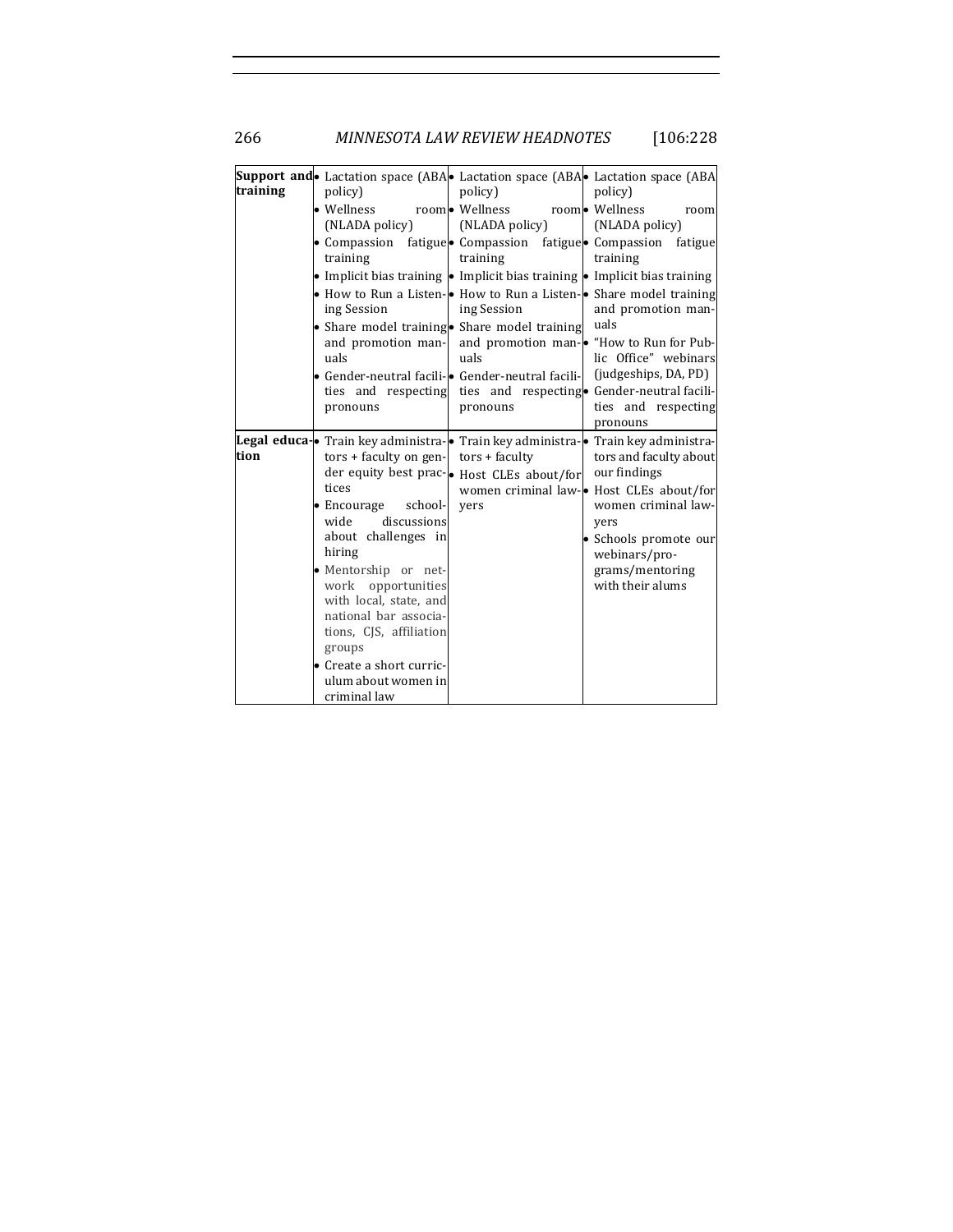| | | | |
|---|---|---|---|
| **Support and training** | • Lactation space (ABA policy)<br>• Wellness room (NLADA policy)<br>• Compassion fatigue training<br>• Implicit bias training<br>• How to Run a Listening Session<br>• Share model training and promotion manuals<br>• Gender-neutral facilities and respecting pronouns | • Lactation space (ABA policy)<br>• Wellness room (NLADA policy)<br>• Compassion fatigue training<br>• Implicit bias training<br>• How to Run a Listening Session<br>• Share model training and promotion manuals<br>• Gender-neutral facilities and respecting pronouns | • Lactation space (ABA policy)<br>• Wellness room (NLADA policy)<br>• Compassion fatigue training<br>• Implicit bias training<br>• Share model training and promotion manuals<br>• "How to Run for Public Office" webinars (judgeships, DA, PD)<br>• Gender-neutral facilities and respecting pronouns |
| **Legal education** | • Train key administrators + faculty on gender equity best practices<br>• Encourage school-wide discussions about challenges in hiring<br>• Mentorship or network opportunities with local, state, and national bar associations, CJS, affiliation groups<br>• Create a short curriculum about women in criminal law | • Train key administrators + faculty<br>• Host CLEs about/for women criminal lawyers | • Train key administrators and faculty about our findings<br>• Host CLEs about/for women criminal lawyers<br>• Schools promote our webinars/programs/mentoring with their alums |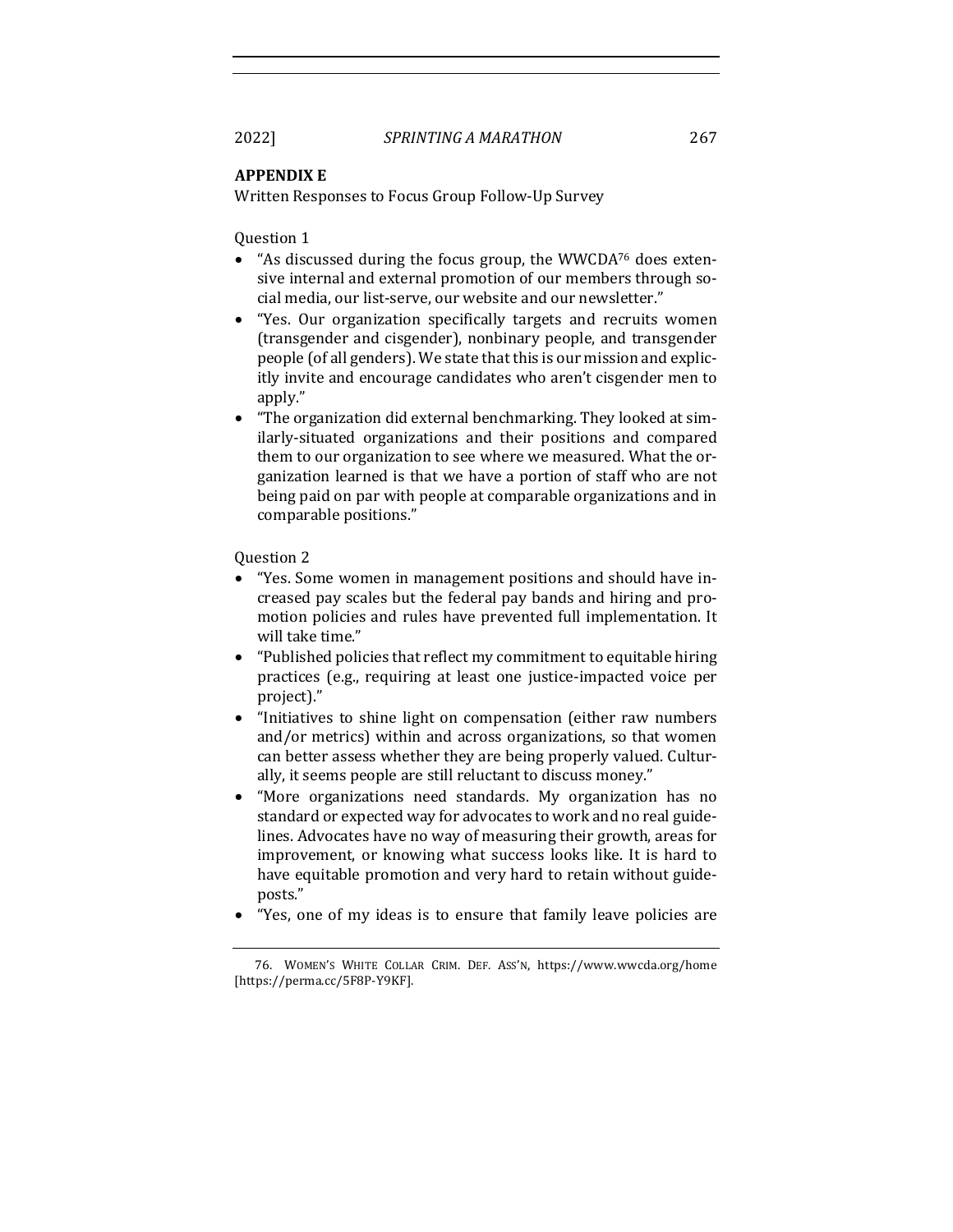**APPENDIX E**

Written Responses to Focus Group Follow-Up Survey

Question 1

- "As discussed during the focus group, the WWCDA[76] does extensive internal and external promotion of our members through social media, our list-serve, our website and our newsletter."
- "Yes. Our organization specifically targets and recruits women (transgender and cisgender), nonbinary people, and transgender people (of all genders). We state that this is our mission and explicitly invite and encourage candidates who aren't cisgender men to apply."
- "The organization did external benchmarking. They looked at similarly-situated organizations and their positions and compared them to our organization to see where we measured. What the organization learned is that we have a portion of staff who are not being paid on par with people at comparable organizations and in comparable positions."

Question 2

- "Yes. Some women in management positions and should have increased pay scales but the federal pay bands and hiring and promotion policies and rules have prevented full implementation. It will take time."
- "Published policies that reflect my commitment to equitable hiring practices (e.g., requiring at least one justice-impacted voice per project)."
- "Initiatives to shine light on compensation (either raw numbers and/or metrics) within and across organizations, so that women can better assess whether they are being properly valued. Culturally, it seems people are still reluctant to discuss money."
- "More organizations need standards. My organization has no standard or expected way for advocates to work and no real guidelines. Advocates have no way of measuring their growth, areas for improvement, or knowing what success looks like. It is hard to have equitable promotion and very hard to retain without guideposts."
- "Yes, one of my ideas is to ensure that family leave policies are

76. WOMEN'S WHITE COLLAR CRIM. DEF. ASS'N, https://www.wwcda.org/home [https://perma.cc/5F8P-Y9KF].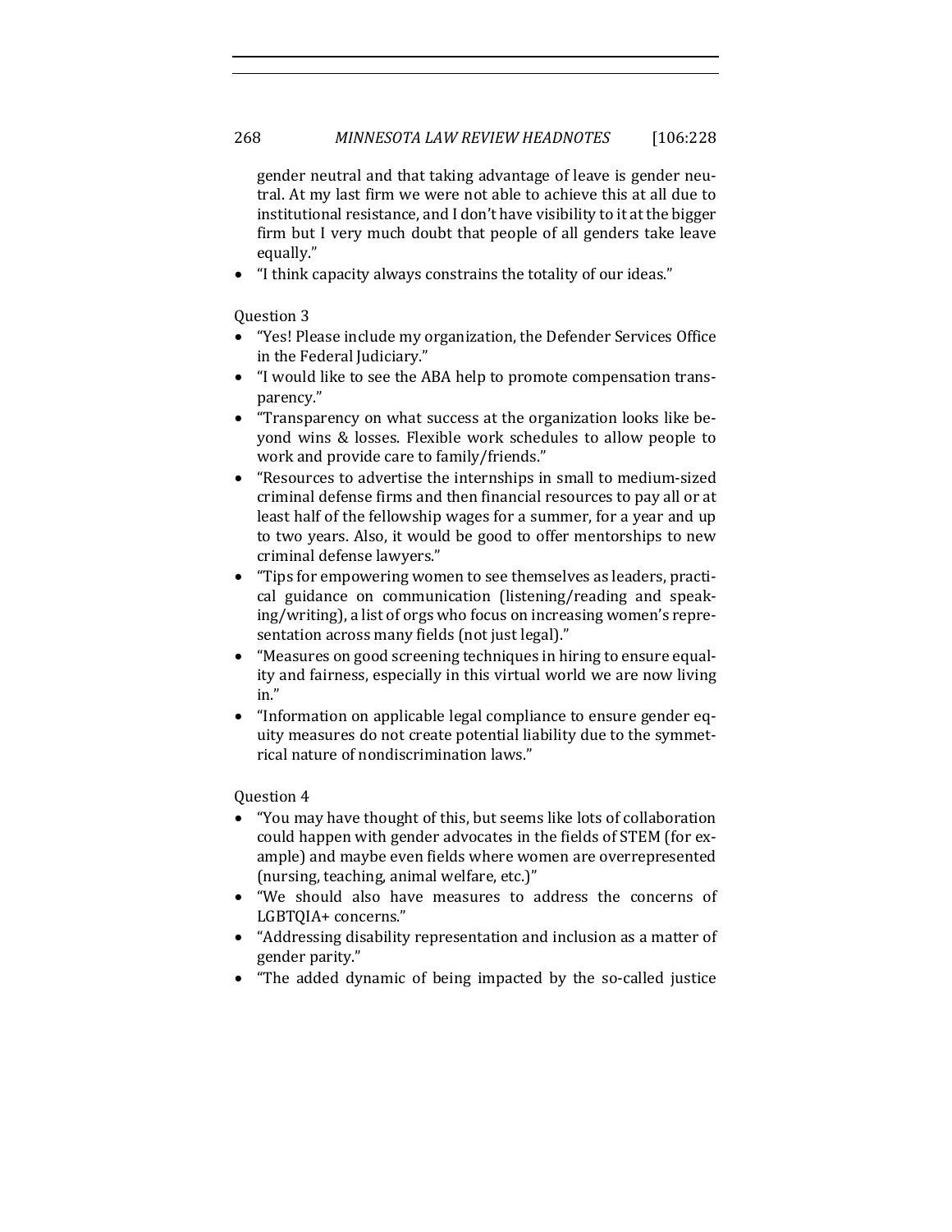gender neutral and that taking advantage of leave is gender neutral. At my last firm we were not able to achieve this at all due to institutional resistance, and I don't have visibility to it at the bigger firm but I very much doubt that people of all genders take leave equally."
- "I think capacity always constrains the totality of our ideas."

Question 3

- "Yes! Please include my organization, the Defender Services Office in the Federal Judiciary."
- "I would like to see the ABA help to promote compensation transparency."
- "Transparency on what success at the organization looks like beyond wins & losses. Flexible work schedules to allow people to work and provide care to family/friends."
- "Resources to advertise the internships in small to medium-sized criminal defense firms and then financial resources to pay all or at least half of the fellowship wages for a summer, for a year and up to two years. Also, it would be good to offer mentorships to new criminal defense lawyers."
- "Tips for empowering women to see themselves as leaders, practical guidance on communication (listening/reading and speaking/writing), a list of orgs who focus on increasing women's representation across many fields (not just legal)."
- "Measures on good screening techniques in hiring to ensure equality and fairness, especially in this virtual world we are now living in."
- "Information on applicable legal compliance to ensure gender equity measures do not create potential liability due to the symmetrical nature of nondiscrimination laws."

Question 4

- "You may have thought of this, but seems like lots of collaboration could happen with gender advocates in the fields of STEM (for example) and maybe even fields where women are overrepresented (nursing, teaching, animal welfare, etc.)"
- "We should also have measures to address the concerns of LGBTQIA+ concerns."
- "Addressing disability representation and inclusion as a matter of gender parity."
- "The added dynamic of being impacted by the so-called justice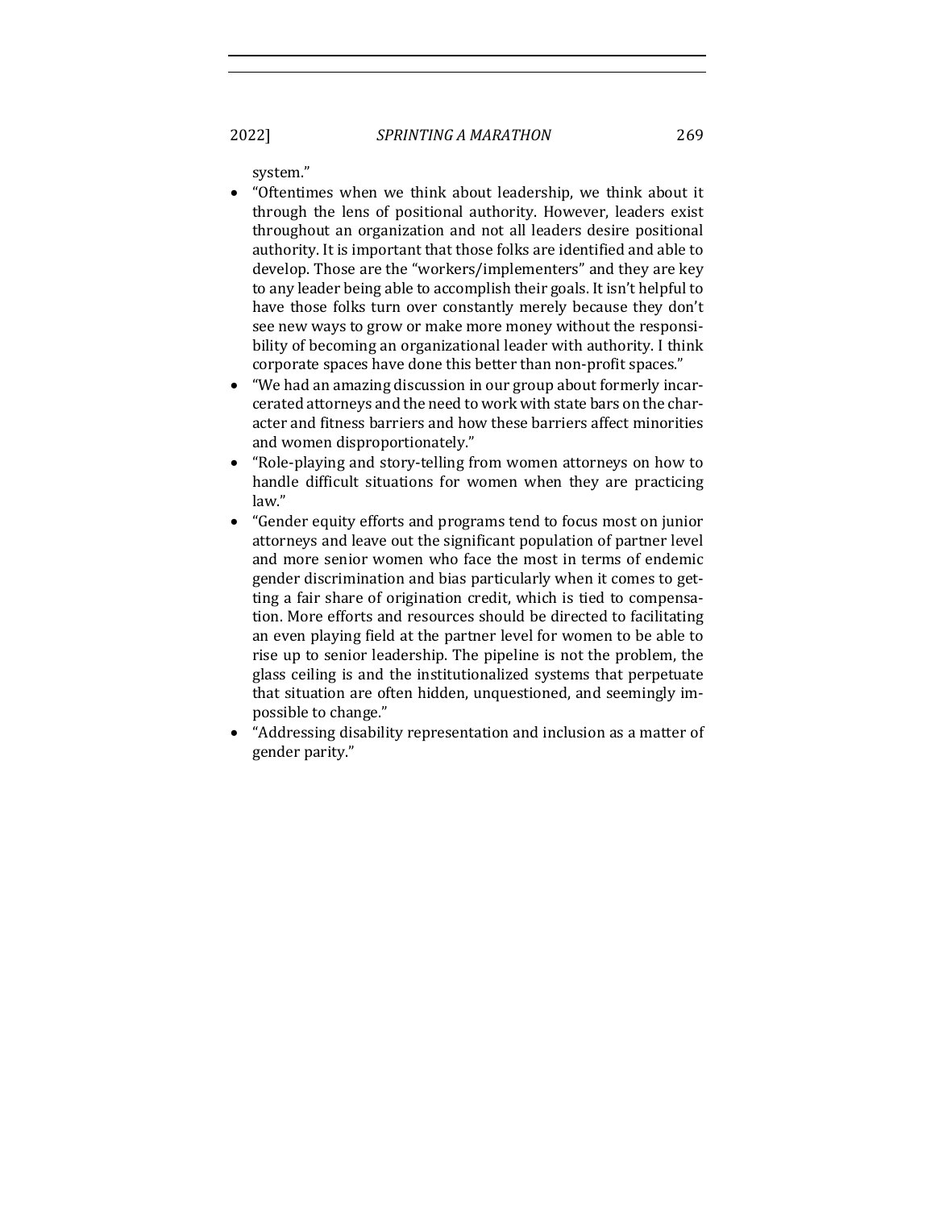system."

- "Oftentimes when we think about leadership, we think about it through the lens of positional authority. However, leaders exist throughout an organization and not all leaders desire positional authority. It is important that those folks are identified and able to develop. Those are the "workers/implementers" and they are key to any leader being able to accomplish their goals. It isn't helpful to have those folks turn over constantly merely because they don't see new ways to grow or make more money without the responsibility of becoming an organizational leader with authority. I think corporate spaces have done this better than non-profit spaces."
- "We had an amazing discussion in our group about formerly incarcerated attorneys and the need to work with state bars on the character and fitness barriers and how these barriers affect minorities and women disproportionately."
- "Role-playing and story-telling from women attorneys on how to handle difficult situations for women when they are practicing law."
- "Gender equity efforts and programs tend to focus most on junior attorneys and leave out the significant population of partner level and more senior women who face the most in terms of endemic gender discrimination and bias particularly when it comes to getting a fair share of origination credit, which is tied to compensation. More efforts and resources should be directed to facilitating an even playing field at the partner level for women to be able to rise up to senior leadership. The pipeline is not the problem, the glass ceiling is and the institutionalized systems that perpetuate that situation are often hidden, unquestioned, and seemingly impossible to change."
- "Addressing disability representation and inclusion as a matter of gender parity."